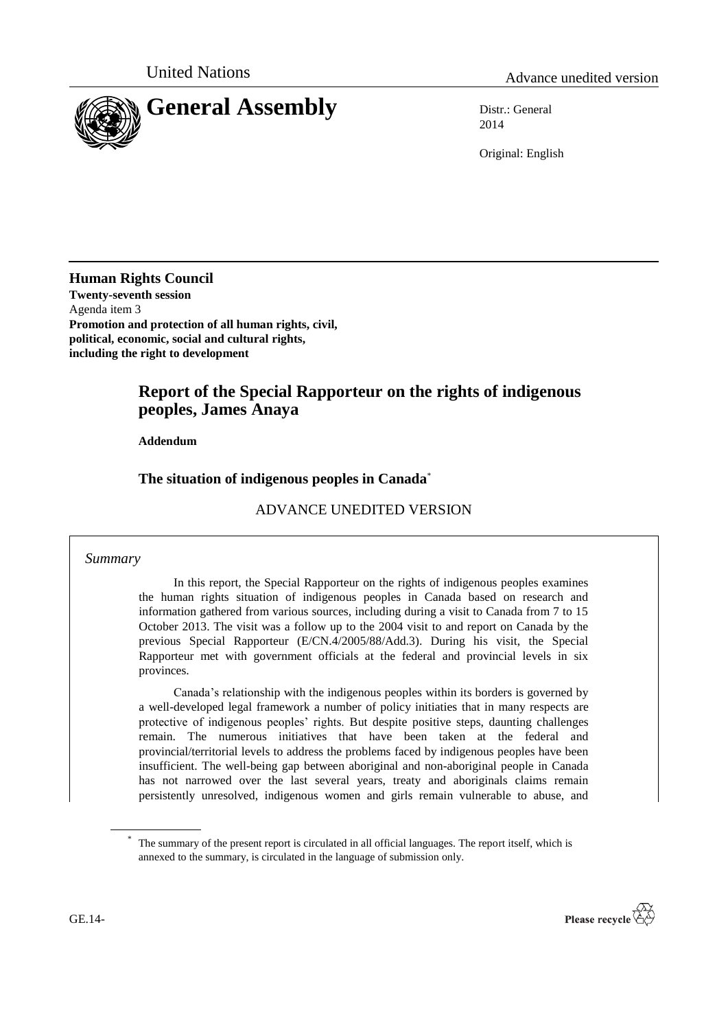United Nations

Advance unedited version

# General Assembly

Distr.: General
2014

Original: English

**Human Rights Council**
**Twenty-seventh session**
Agenda item 3
**Promotion and protection of all human rights, civil, political, economic, social and cultural rights, including the right to development**

## Report of the Special Rapporteur on the rights of indigenous peoples, James Anaya

**Addendum**

### The situation of indigenous peoples in Canada*

ADVANCE UNEDITED VERSION

*Summary*

In this report, the Special Rapporteur on the rights of indigenous peoples examines the human rights situation of indigenous peoples in Canada based on research and information gathered from various sources, including during a visit to Canada from 7 to 15 October 2013. The visit was a follow up to the 2004 visit to and report on Canada by the previous Special Rapporteur (E/CN.4/2005/88/Add.3). During his visit, the Special Rapporteur met with government officials at the federal and provincial levels in six provinces.

Canada's relationship with the indigenous peoples within its borders is governed by a well-developed legal framework a number of policy initiaties that in many respects are protective of indigenous peoples' rights. But despite positive steps, daunting challenges remain. The numerous initiatives that have been taken at the federal and provincial/territorial levels to address the problems faced by indigenous peoples have been insufficient. The well-being gap between aboriginal and non-aboriginal people in Canada has not narrowed over the last several years, treaty and aboriginals claims remain persistently unresolved, indigenous women and girls remain vulnerable to abuse, and

\* The summary of the present report is circulated in all official languages. The report itself, which is annexed to the summary, is circulated in the language of submission only.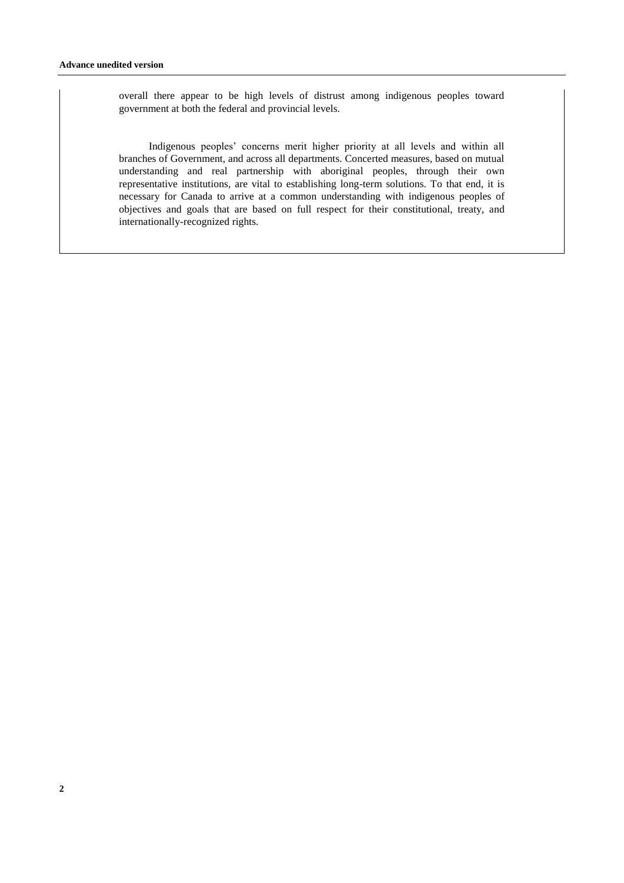overall there appear to be high levels of distrust among indigenous peoples toward government at both the federal and provincial levels.

Indigenous peoples' concerns merit higher priority at all levels and within all branches of Government, and across all departments. Concerted measures, based on mutual understanding and real partnership with aboriginal peoples, through their own representative institutions, are vital to establishing long-term solutions. To that end, it is necessary for Canada to arrive at a common understanding with indigenous peoples of objectives and goals that are based on full respect for their constitutional, treaty, and internationally-recognized rights.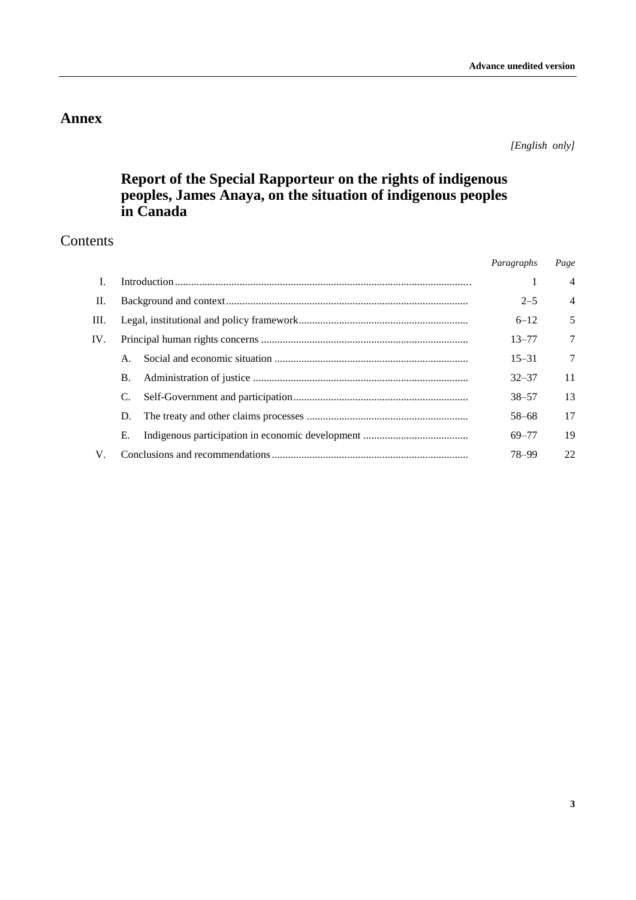# Annex

*[English only]*

## Report of the Special Rapporteur on the rights of indigenous peoples, James Anaya, on the situation of indigenous peoples in Canada

## Contents

| | | *Paragraphs* | *Page* |
|---|---|---|---|
| I. | Introduction | 1 | 4 |
| II. | Background and context | 2–5 | 4 |
| III. | Legal, institutional and policy framework | 6–12 | 5 |
| IV. | Principal human rights concerns | 13–77 | 7 |
| | A. Social and economic situation | 15–31 | 7 |
| | B. Administration of justice | 32–37 | 11 |
| | C. Self-Government and participation | 38–57 | 13 |
| | D. The treaty and other claims processes | 58–68 | 17 |
| | E. Indigenous participation in economic development | 69–77 | 19 |
| V. | Conclusions and recommendations | 78–99 | 22 |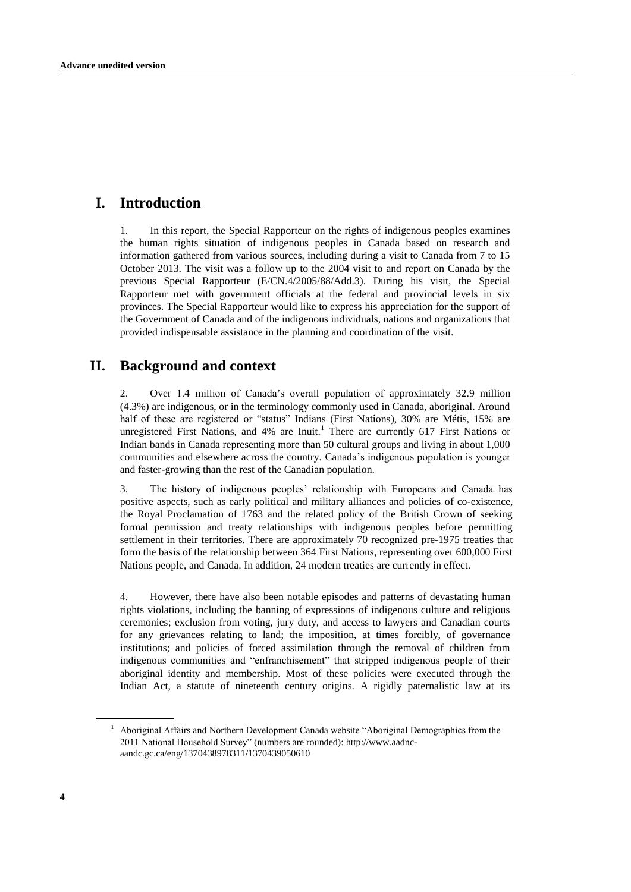# I. Introduction

1. In this report, the Special Rapporteur on the rights of indigenous peoples examines the human rights situation of indigenous peoples in Canada based on research and information gathered from various sources, including during a visit to Canada from 7 to 15 October 2013. The visit was a follow up to the 2004 visit to and report on Canada by the previous Special Rapporteur (E/CN.4/2005/88/Add.3). During his visit, the Special Rapporteur met with government officials at the federal and provincial levels in six provinces. The Special Rapporteur would like to express his appreciation for the support of the Government of Canada and of the indigenous individuals, nations and organizations that provided indispensable assistance in the planning and coordination of the visit.

# II. Background and context

2. Over 1.4 million of Canada's overall population of approximately 32.9 million (4.3%) are indigenous, or in the terminology commonly used in Canada, aboriginal. Around half of these are registered or "status" Indians (First Nations), 30% are Métis, 15% are unregistered First Nations, and 4% are Inuit.[1] There are currently 617 First Nations or Indian bands in Canada representing more than 50 cultural groups and living in about 1,000 communities and elsewhere across the country. Canada's indigenous population is younger and faster-growing than the rest of the Canadian population.

3. The history of indigenous peoples' relationship with Europeans and Canada has positive aspects, such as early political and military alliances and policies of co-existence, the Royal Proclamation of 1763 and the related policy of the British Crown of seeking formal permission and treaty relationships with indigenous peoples before permitting settlement in their territories. There are approximately 70 recognized pre-1975 treaties that form the basis of the relationship between 364 First Nations, representing over 600,000 First Nations people, and Canada. In addition, 24 modern treaties are currently in effect.

4. However, there have also been notable episodes and patterns of devastating human rights violations, including the banning of expressions of indigenous culture and religious ceremonies; exclusion from voting, jury duty, and access to lawyers and Canadian courts for any grievances relating to land; the imposition, at times forcibly, of governance institutions; and policies of forced assimilation through the removal of children from indigenous communities and "enfranchisement" that stripped indigenous people of their aboriginal identity and membership. Most of these policies were executed through the Indian Act, a statute of nineteenth century origins. A rigidly paternalistic law at its

[1] Aboriginal Affairs and Northern Development Canada website "Aboriginal Demographics from the 2011 National Household Survey" (numbers are rounded): http://www.aadnc-aandc.gc.ca/eng/1370438978311/1370439050610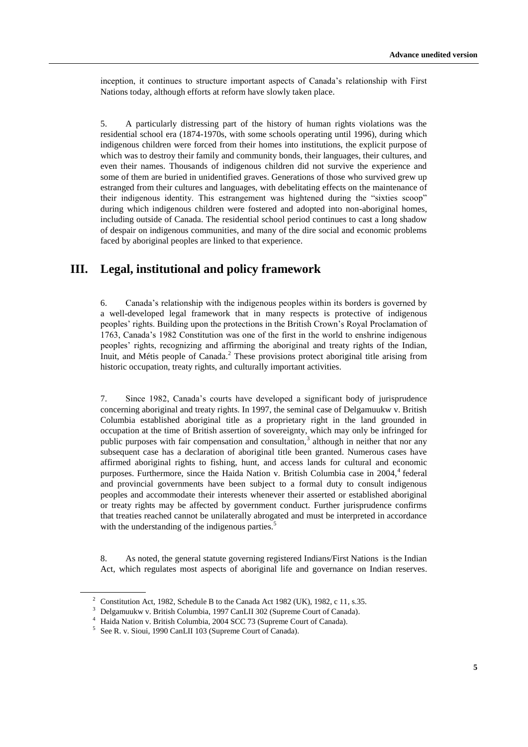inception, it continues to structure important aspects of Canada's relationship with First Nations today, although efforts at reform have slowly taken place.

5. A particularly distressing part of the history of human rights violations was the residential school era (1874-1970s, with some schools operating until 1996), during which indigenous children were forced from their homes into institutions, the explicit purpose of which was to destroy their family and community bonds, their languages, their cultures, and even their names. Thousands of indigenous children did not survive the experience and some of them are buried in unidentified graves. Generations of those who survived grew up estranged from their cultures and languages, with debelitating effects on the maintenance of their indigenous identity. This estrangement was hightened during the "sixties scoop" during which indigenous children were fostered and adopted into non-aboriginal homes, including outside of Canada. The residential school period continues to cast a long shadow of despair on indigenous communities, and many of the dire social and economic problems faced by aboriginal peoples are linked to that experience.

## III. Legal, institutional and policy framework

6. Canada's relationship with the indigenous peoples within its borders is governed by a well-developed legal framework that in many respects is protective of indigenous peoples' rights. Building upon the protections in the British Crown's Royal Proclamation of 1763, Canada's 1982 Constitution was one of the first in the world to enshrine indigenous peoples' rights, recognizing and affirming the aboriginal and treaty rights of the Indian, Inuit, and Métis people of Canada.[2] These provisions protect aboriginal title arising from historic occupation, treaty rights, and culturally important activities.

7. Since 1982, Canada's courts have developed a significant body of jurisprudence concerning aboriginal and treaty rights. In 1997, the seminal case of Delgamuukw v. British Columbia established aboriginal title as a proprietary right in the land grounded in occupation at the time of British assertion of sovereignty, which may only be infringed for public purposes with fair compensation and consultation,[3] although in neither that nor any subsequent case has a declaration of aboriginal title been granted. Numerous cases have affirmed aboriginal rights to fishing, hunt, and access lands for cultural and economic purposes. Furthermore, since the Haida Nation v. British Columbia case in 2004,[4] federal and provincial governments have been subject to a formal duty to consult indigenous peoples and accommodate their interests whenever their asserted or established aboriginal or treaty rights may be affected by government conduct. Further jurisprudence confirms that treaties reached cannot be unilaterally abrogated and must be interpreted in accordance with the understanding of the indigenous parties.[5]

8. As noted, the general statute governing registered Indians/First Nations is the Indian Act, which regulates most aspects of aboriginal life and governance on Indian reserves.

---

[2] Constitution Act, 1982, Schedule B to the Canada Act 1982 (UK), 1982, c 11, s.35.

[3] Delgamuukw v. British Columbia, 1997 CanLII 302 (Supreme Court of Canada).

[4] Haida Nation v. British Columbia, 2004 SCC 73 (Supreme Court of Canada).

[5] See R. v. Sioui, 1990 CanLII 103 (Supreme Court of Canada).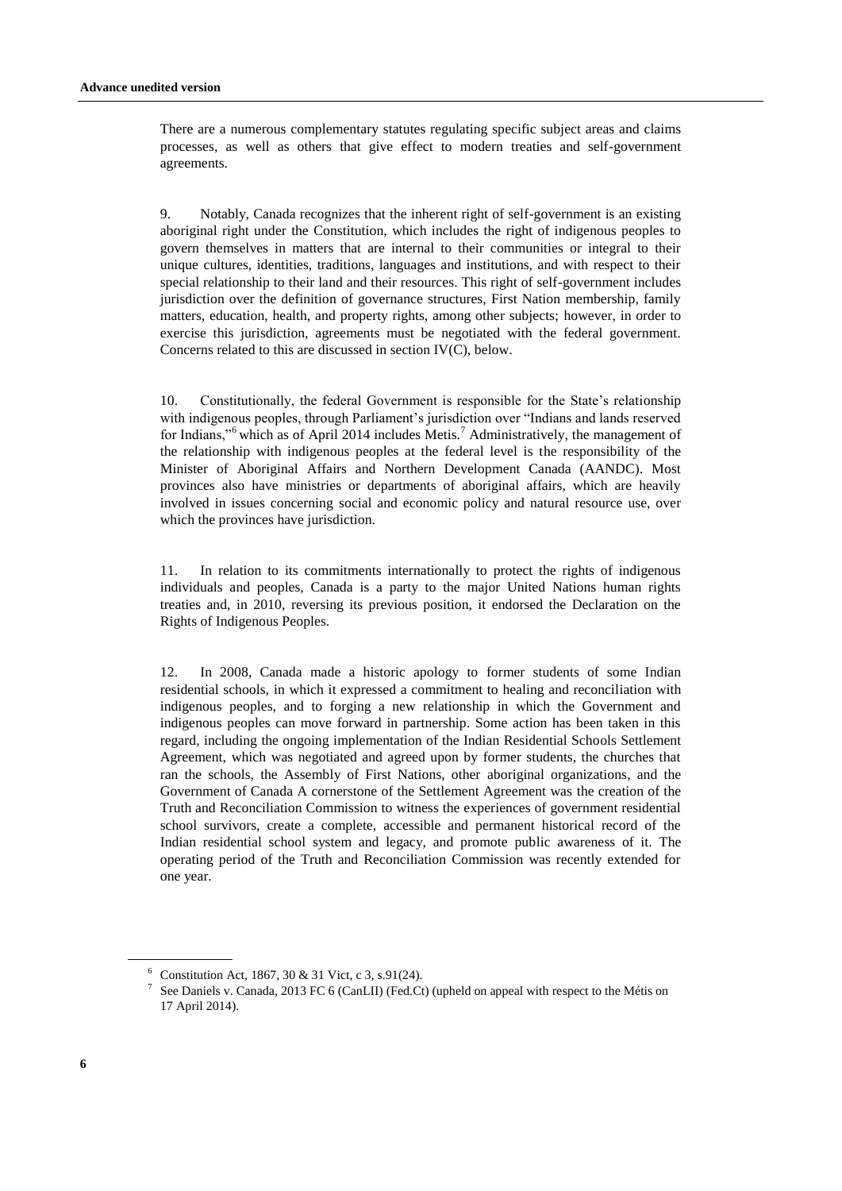There are a numerous complementary statutes regulating specific subject areas and claims processes, as well as others that give effect to modern treaties and self-government agreements.

9. Notably, Canada recognizes that the inherent right of self-government is an existing aboriginal right under the Constitution, which includes the right of indigenous peoples to govern themselves in matters that are internal to their communities or integral to their unique cultures, identities, traditions, languages and institutions, and with respect to their special relationship to their land and their resources. This right of self-government includes jurisdiction over the definition of governance structures, First Nation membership, family matters, education, health, and property rights, among other subjects; however, in order to exercise this jurisdiction, agreements must be negotiated with the federal government. Concerns related to this are discussed in section IV(C), below.

10. Constitutionally, the federal Government is responsible for the State's relationship with indigenous peoples, through Parliament's jurisdiction over "Indians and lands reserved for Indians,"[6] which as of April 2014 includes Metis.[7] Administratively, the management of the relationship with indigenous peoples at the federal level is the responsibility of the Minister of Aboriginal Affairs and Northern Development Canada (AANDC). Most provinces also have ministries or departments of aboriginal affairs, which are heavily involved in issues concerning social and economic policy and natural resource use, over which the provinces have jurisdiction.

11. In relation to its commitments internationally to protect the rights of indigenous individuals and peoples, Canada is a party to the major United Nations human rights treaties and, in 2010, reversing its previous position, it endorsed the Declaration on the Rights of Indigenous Peoples.

12. In 2008, Canada made a historic apology to former students of some Indian residential schools, in which it expressed a commitment to healing and reconciliation with indigenous peoples, and to forging a new relationship in which the Government and indigenous peoples can move forward in partnership. Some action has been taken in this regard, including the ongoing implementation of the Indian Residential Schools Settlement Agreement, which was negotiated and agreed upon by former students, the churches that ran the schools, the Assembly of First Nations, other aboriginal organizations, and the Government of Canada A cornerstone of the Settlement Agreement was the creation of the Truth and Reconciliation Commission to witness the experiences of government residential school survivors, create a complete, accessible and permanent historical record of the Indian residential school system and legacy, and promote public awareness of it. The operating period of the Truth and Reconciliation Commission was recently extended for one year.

---

[6] Constitution Act, 1867, 30 & 31 Vict, c 3, s.91(24).

[7] See Daniels v. Canada, 2013 FC 6 (CanLII) (Fed.Ct) (upheld on appeal with respect to the Métis on 17 April 2014).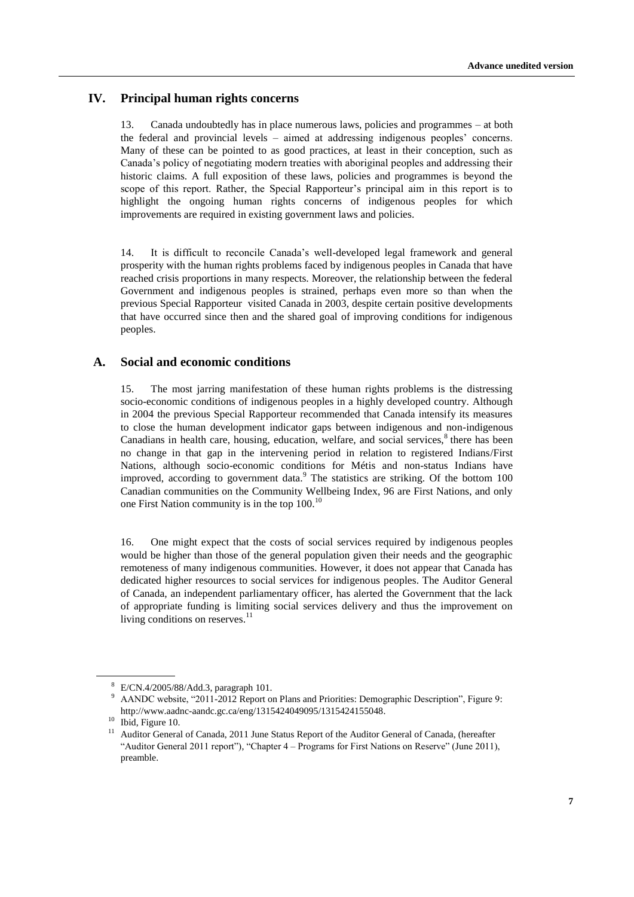## IV. Principal human rights concerns

13. Canada undoubtedly has in place numerous laws, policies and programmes – at both the federal and provincial levels – aimed at addressing indigenous peoples' concerns. Many of these can be pointed to as good practices, at least in their conception, such as Canada's policy of negotiating modern treaties with aboriginal peoples and addressing their historic claims. A full exposition of these laws, policies and programmes is beyond the scope of this report. Rather, the Special Rapporteur's principal aim in this report is to highlight the ongoing human rights concerns of indigenous peoples for which improvements are required in existing government laws and policies.

14. It is difficult to reconcile Canada's well-developed legal framework and general prosperity with the human rights problems faced by indigenous peoples in Canada that have reached crisis proportions in many respects. Moreover, the relationship between the federal Government and indigenous peoples is strained, perhaps even more so than when the previous Special Rapporteur visited Canada in 2003, despite certain positive developments that have occurred since then and the shared goal of improving conditions for indigenous peoples.

### A. Social and economic conditions

15. The most jarring manifestation of these human rights problems is the distressing socio-economic conditions of indigenous peoples in a highly developed country. Although in 2004 the previous Special Rapporteur recommended that Canada intensify its measures to close the human development indicator gaps between indigenous and non-indigenous Canadians in health care, housing, education, welfare, and social services,[8] there has been no change in that gap in the intervening period in relation to registered Indians/First Nations, although socio-economic conditions for Métis and non-status Indians have improved, according to government data.[9] The statistics are striking. Of the bottom 100 Canadian communities on the Community Wellbeing Index, 96 are First Nations, and only one First Nation community is in the top 100.[10]

16. One might expect that the costs of social services required by indigenous peoples would be higher than those of the general population given their needs and the geographic remoteness of many indigenous communities. However, it does not appear that Canada has dedicated higher resources to social services for indigenous peoples. The Auditor General of Canada, an independent parliamentary officer, has alerted the Government that the lack of appropriate funding is limiting social services delivery and thus the improvement on living conditions on reserves.[11]

---

[8] E/CN.4/2005/88/Add.3, paragraph 101.

[9] AANDC website, "2011-2012 Report on Plans and Priorities: Demographic Description", Figure 9: http://www.aadnc-aandc.gc.ca/eng/1315424049095/1315424155048.

[10] Ibid, Figure 10.

[11] Auditor General of Canada, 2011 June Status Report of the Auditor General of Canada, (hereafter "Auditor General 2011 report"), "Chapter 4 – Programs for First Nations on Reserve" (June 2011), preamble.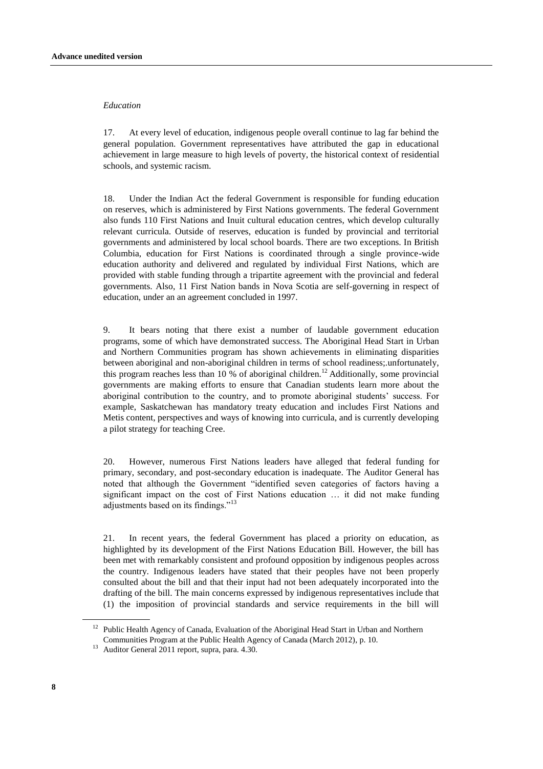*Education*

17. At every level of education, indigenous people overall continue to lag far behind the general population. Government representatives have attributed the gap in educational achievement in large measure to high levels of poverty, the historical context of residential schools, and systemic racism.

18. Under the Indian Act the federal Government is responsible for funding education on reserves, which is administered by First Nations governments. The federal Government also funds 110 First Nations and Inuit cultural education centres, which develop culturally relevant curricula. Outside of reserves, education is funded by provincial and territorial governments and administered by local school boards. There are two exceptions. In British Columbia, education for First Nations is coordinated through a single province-wide education authority and delivered and regulated by individual First Nations, which are provided with stable funding through a tripartite agreement with the provincial and federal governments. Also, 11 First Nation bands in Nova Scotia are self-governing in respect of education, under an an agreement concluded in 1997.

9. It bears noting that there exist a number of laudable government education programs, some of which have demonstrated success. The Aboriginal Head Start in Urban and Northern Communities program has shown achievements in eliminating disparities between aboriginal and non-aboriginal children in terms of school readiness;.unfortunately, this program reaches less than 10 % of aboriginal children.[12] Additionally, some provincial governments are making efforts to ensure that Canadian students learn more about the aboriginal contribution to the country, and to promote aboriginal students' success. For example, Saskatchewan has mandatory treaty education and includes First Nations and Metis content, perspectives and ways of knowing into curricula, and is currently developing a pilot strategy for teaching Cree.

20. However, numerous First Nations leaders have alleged that federal funding for primary, secondary, and post-secondary education is inadequate. The Auditor General has noted that although the Government "identified seven categories of factors having a significant impact on the cost of First Nations education … it did not make funding adjustments based on its findings."[13]

21. In recent years, the federal Government has placed a priority on education, as highlighted by its development of the First Nations Education Bill. However, the bill has been met with remarkably consistent and profound opposition by indigenous peoples across the country. Indigenous leaders have stated that their peoples have not been properly consulted about the bill and that their input had not been adequately incorporated into the drafting of the bill. The main concerns expressed by indigenous representatives include that (1) the imposition of provincial standards and service requirements in the bill will

[12] Public Health Agency of Canada, Evaluation of the Aboriginal Head Start in Urban and Northern Communities Program at the Public Health Agency of Canada (March 2012), p. 10.

[13] Auditor General 2011 report, supra, para. 4.30.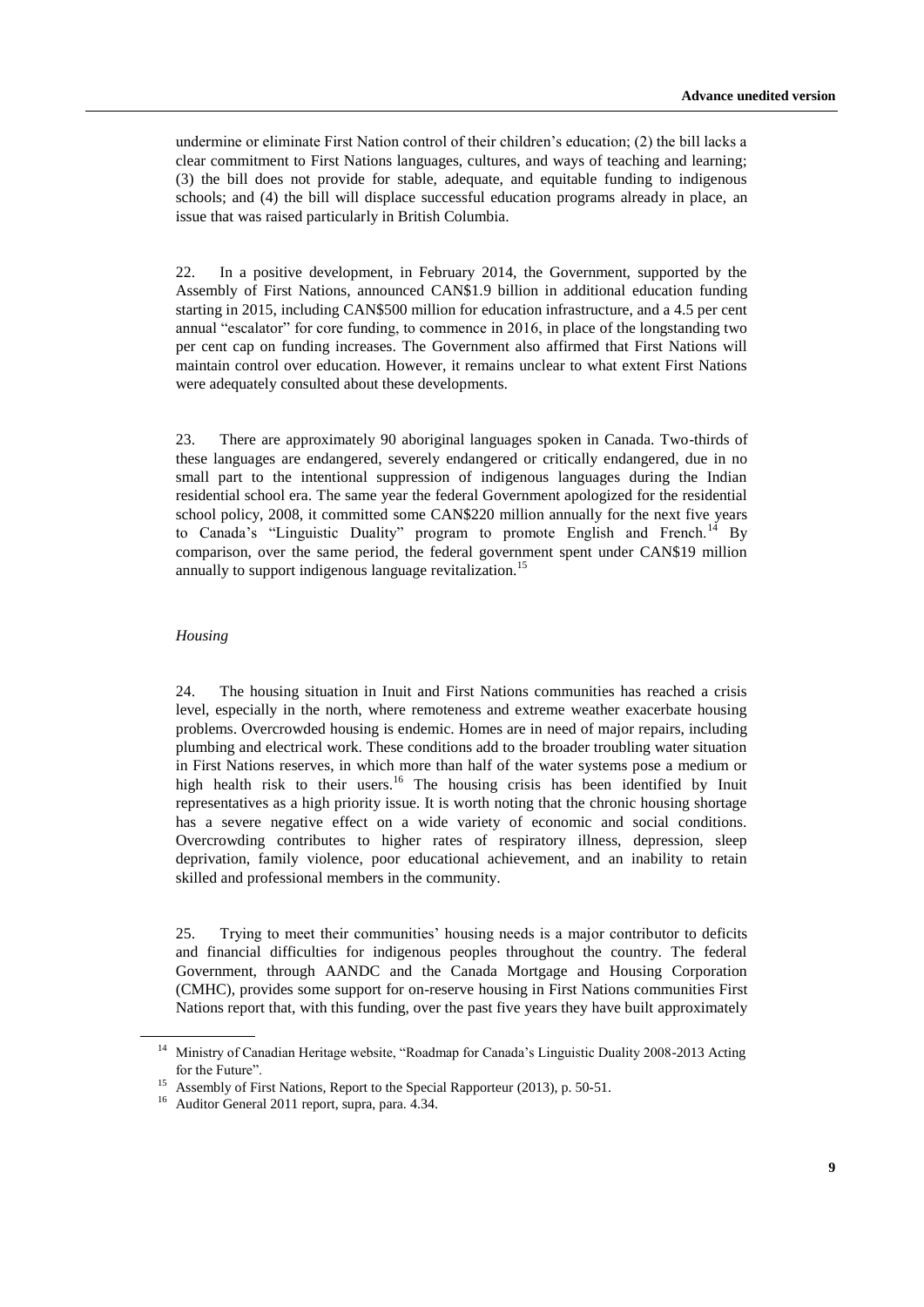undermine or eliminate First Nation control of their children's education; (2) the bill lacks a clear commitment to First Nations languages, cultures, and ways of teaching and learning; (3) the bill does not provide for stable, adequate, and equitable funding to indigenous schools; and (4) the bill will displace successful education programs already in place, an issue that was raised particularly in British Columbia.

22. In a positive development, in February 2014, the Government, supported by the Assembly of First Nations, announced CAN$1.9 billion in additional education funding starting in 2015, including CAN$500 million for education infrastructure, and a 4.5 per cent annual "escalator" for core funding, to commence in 2016, in place of the longstanding two per cent cap on funding increases. The Government also affirmed that First Nations will maintain control over education. However, it remains unclear to what extent First Nations were adequately consulted about these developments.

23. There are approximately 90 aboriginal languages spoken in Canada. Two-thirds of these languages are endangered, severely endangered or critically endangered, due in no small part to the intentional suppression of indigenous languages during the Indian residential school era. The same year the federal Government apologized for the residential school policy, 2008, it committed some CAN$220 million annually for the next five years to Canada's "Linguistic Duality" program to promote English and French.[14] By comparison, over the same period, the federal government spent under CAN$19 million annually to support indigenous language revitalization.[15]

*Housing*

24. The housing situation in Inuit and First Nations communities has reached a crisis level, especially in the north, where remoteness and extreme weather exacerbate housing problems. Overcrowded housing is endemic. Homes are in need of major repairs, including plumbing and electrical work. These conditions add to the broader troubling water situation in First Nations reserves, in which more than half of the water systems pose a medium or high health risk to their users.[16] The housing crisis has been identified by Inuit representatives as a high priority issue. It is worth noting that the chronic housing shortage has a severe negative effect on a wide variety of economic and social conditions. Overcrowding contributes to higher rates of respiratory illness, depression, sleep deprivation, family violence, poor educational achievement, and an inability to retain skilled and professional members in the community.

25. Trying to meet their communities' housing needs is a major contributor to deficits and financial difficulties for indigenous peoples throughout the country. The federal Government, through AANDC and the Canada Mortgage and Housing Corporation (CMHC), provides some support for on-reserve housing in First Nations communities First Nations report that, with this funding, over the past five years they have built approximately

---

[14] Ministry of Canadian Heritage website, "Roadmap for Canada's Linguistic Duality 2008-2013 Acting for the Future".

[15] Assembly of First Nations, Report to the Special Rapporteur (2013), p. 50-51.

[16] Auditor General 2011 report, supra, para. 4.34.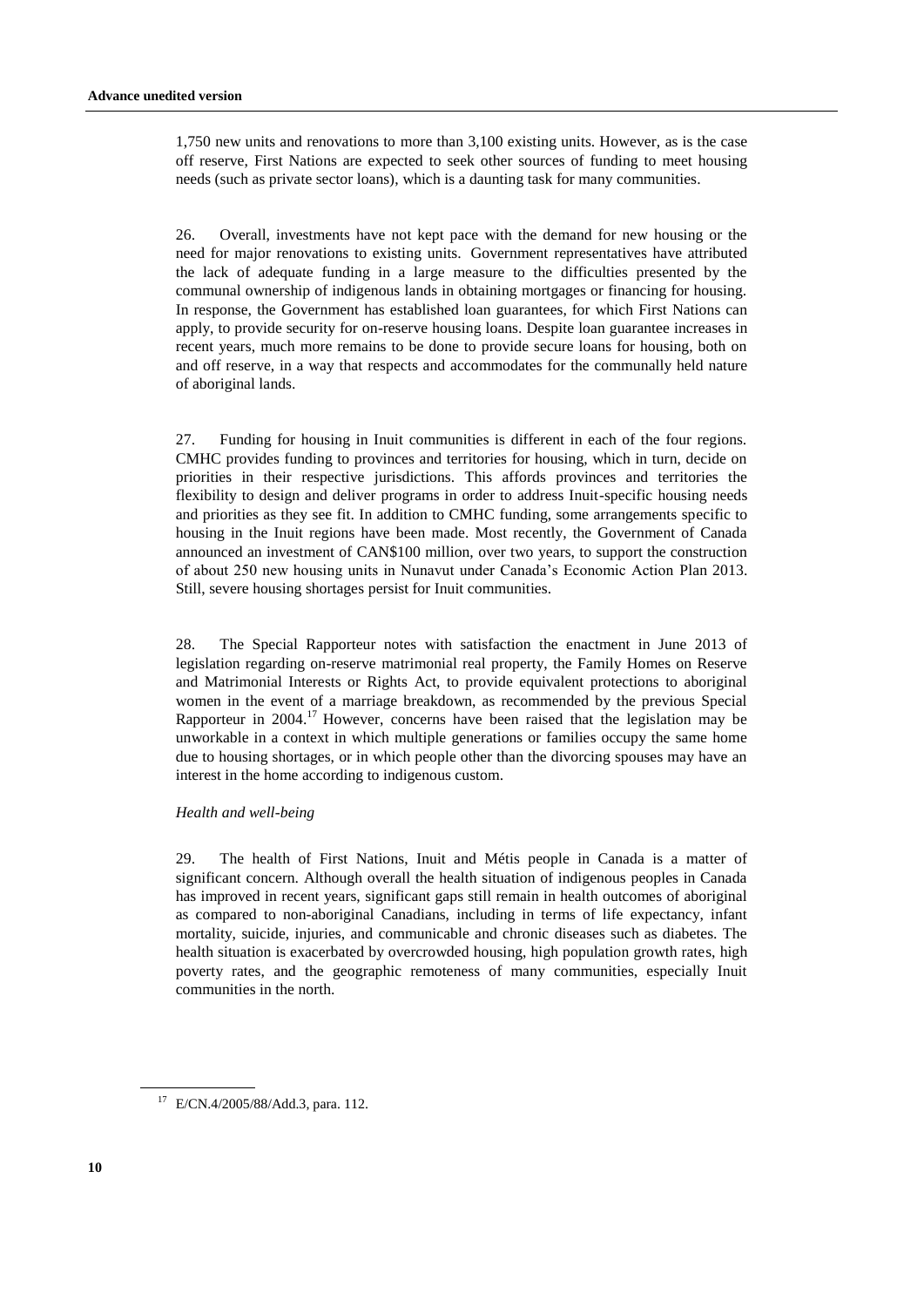1,750 new units and renovations to more than 3,100 existing units. However, as is the case off reserve, First Nations are expected to seek other sources of funding to meet housing needs (such as private sector loans), which is a daunting task for many communities.

26. Overall, investments have not kept pace with the demand for new housing or the need for major renovations to existing units. Government representatives have attributed the lack of adequate funding in a large measure to the difficulties presented by the communal ownership of indigenous lands in obtaining mortgages or financing for housing. In response, the Government has established loan guarantees, for which First Nations can apply, to provide security for on-reserve housing loans. Despite loan guarantee increases in recent years, much more remains to be done to provide secure loans for housing, both on and off reserve, in a way that respects and accommodates for the communally held nature of aboriginal lands.

27. Funding for housing in Inuit communities is different in each of the four regions. CMHC provides funding to provinces and territories for housing, which in turn, decide on priorities in their respective jurisdictions. This affords provinces and territories the flexibility to design and deliver programs in order to address Inuit-specific housing needs and priorities as they see fit. In addition to CMHC funding, some arrangements specific to housing in the Inuit regions have been made. Most recently, the Government of Canada announced an investment of CAN$100 million, over two years, to support the construction of about 250 new housing units in Nunavut under Canada's Economic Action Plan 2013. Still, severe housing shortages persist for Inuit communities.

28. The Special Rapporteur notes with satisfaction the enactment in June 2013 of legislation regarding on-reserve matrimonial real property, the Family Homes on Reserve and Matrimonial Interests or Rights Act, to provide equivalent protections to aboriginal women in the event of a marriage breakdown, as recommended by the previous Special Rapporteur in 2004.[17] However, concerns have been raised that the legislation may be unworkable in a context in which multiple generations or families occupy the same home due to housing shortages, or in which people other than the divorcing spouses may have an interest in the home according to indigenous custom.

*Health and well-being*

29. The health of First Nations, Inuit and Métis people in Canada is a matter of significant concern. Although overall the health situation of indigenous peoples in Canada has improved in recent years, significant gaps still remain in health outcomes of aboriginal as compared to non-aboriginal Canadians, including in terms of life expectancy, infant mortality, suicide, injuries, and communicable and chronic diseases such as diabetes. The health situation is exacerbated by overcrowded housing, high population growth rates, high poverty rates, and the geographic remoteness of many communities, especially Inuit communities in the north.

[17] E/CN.4/2005/88/Add.3, para. 112.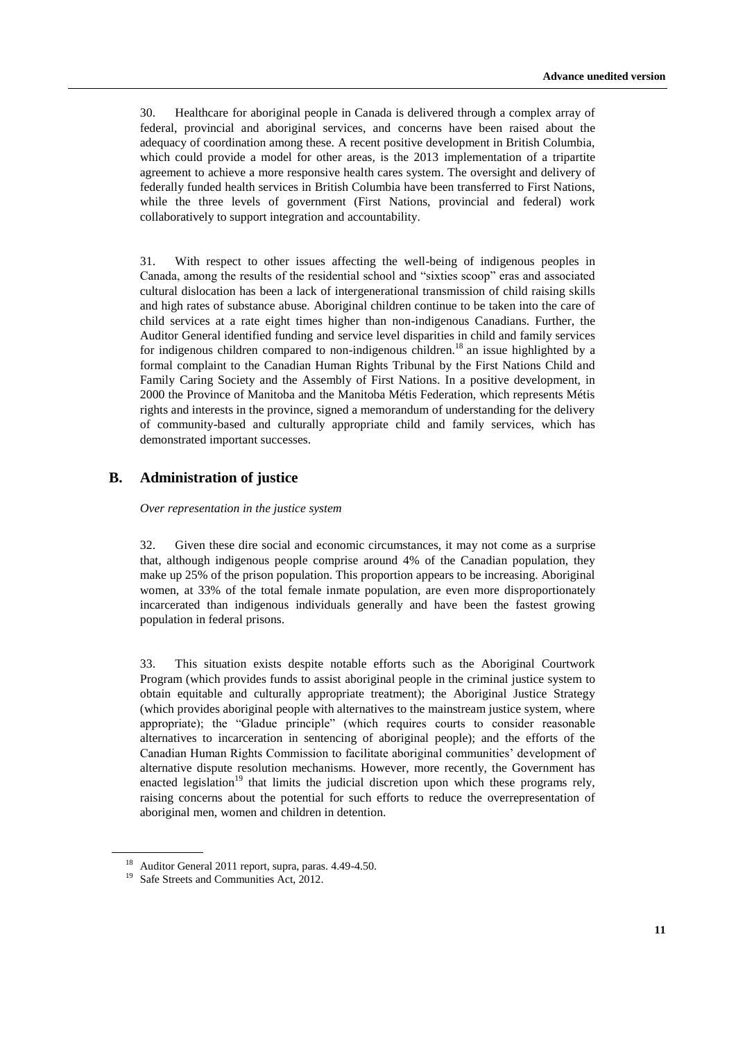30. Healthcare for aboriginal people in Canada is delivered through a complex array of federal, provincial and aboriginal services, and concerns have been raised about the adequacy of coordination among these. A recent positive development in British Columbia, which could provide a model for other areas, is the 2013 implementation of a tripartite agreement to achieve a more responsive health cares system. The oversight and delivery of federally funded health services in British Columbia have been transferred to First Nations, while the three levels of government (First Nations, provincial and federal) work collaboratively to support integration and accountability.

31. With respect to other issues affecting the well-being of indigenous peoples in Canada, among the results of the residential school and "sixties scoop" eras and associated cultural dislocation has been a lack of intergenerational transmission of child raising skills and high rates of substance abuse. Aboriginal children continue to be taken into the care of child services at a rate eight times higher than non-indigenous Canadians. Further, the Auditor General identified funding and service level disparities in child and family services for indigenous children compared to non-indigenous children.[18] an issue highlighted by a formal complaint to the Canadian Human Rights Tribunal by the First Nations Child and Family Caring Society and the Assembly of First Nations. In a positive development, in 2000 the Province of Manitoba and the Manitoba Métis Federation, which represents Métis rights and interests in the province, signed a memorandum of understanding for the delivery of community-based and culturally appropriate child and family services, which has demonstrated important successes.

## B. Administration of justice

*Over representation in the justice system*

32. Given these dire social and economic circumstances, it may not come as a surprise that, although indigenous people comprise around 4% of the Canadian population, they make up 25% of the prison population. This proportion appears to be increasing. Aboriginal women, at 33% of the total female inmate population, are even more disproportionately incarcerated than indigenous individuals generally and have been the fastest growing population in federal prisons.

33. This situation exists despite notable efforts such as the Aboriginal Courtwork Program (which provides funds to assist aboriginal people in the criminal justice system to obtain equitable and culturally appropriate treatment); the Aboriginal Justice Strategy (which provides aboriginal people with alternatives to the mainstream justice system, where appropriate); the "Gladue principle" (which requires courts to consider reasonable alternatives to incarceration in sentencing of aboriginal people); and the efforts of the Canadian Human Rights Commission to facilitate aboriginal communities' development of alternative dispute resolution mechanisms. However, more recently, the Government has enacted legislation[19] that limits the judicial discretion upon which these programs rely, raising concerns about the potential for such efforts to reduce the overrepresentation of aboriginal men, women and children in detention.

---

[18] Auditor General 2011 report, supra, paras. 4.49-4.50.

[19] Safe Streets and Communities Act, 2012.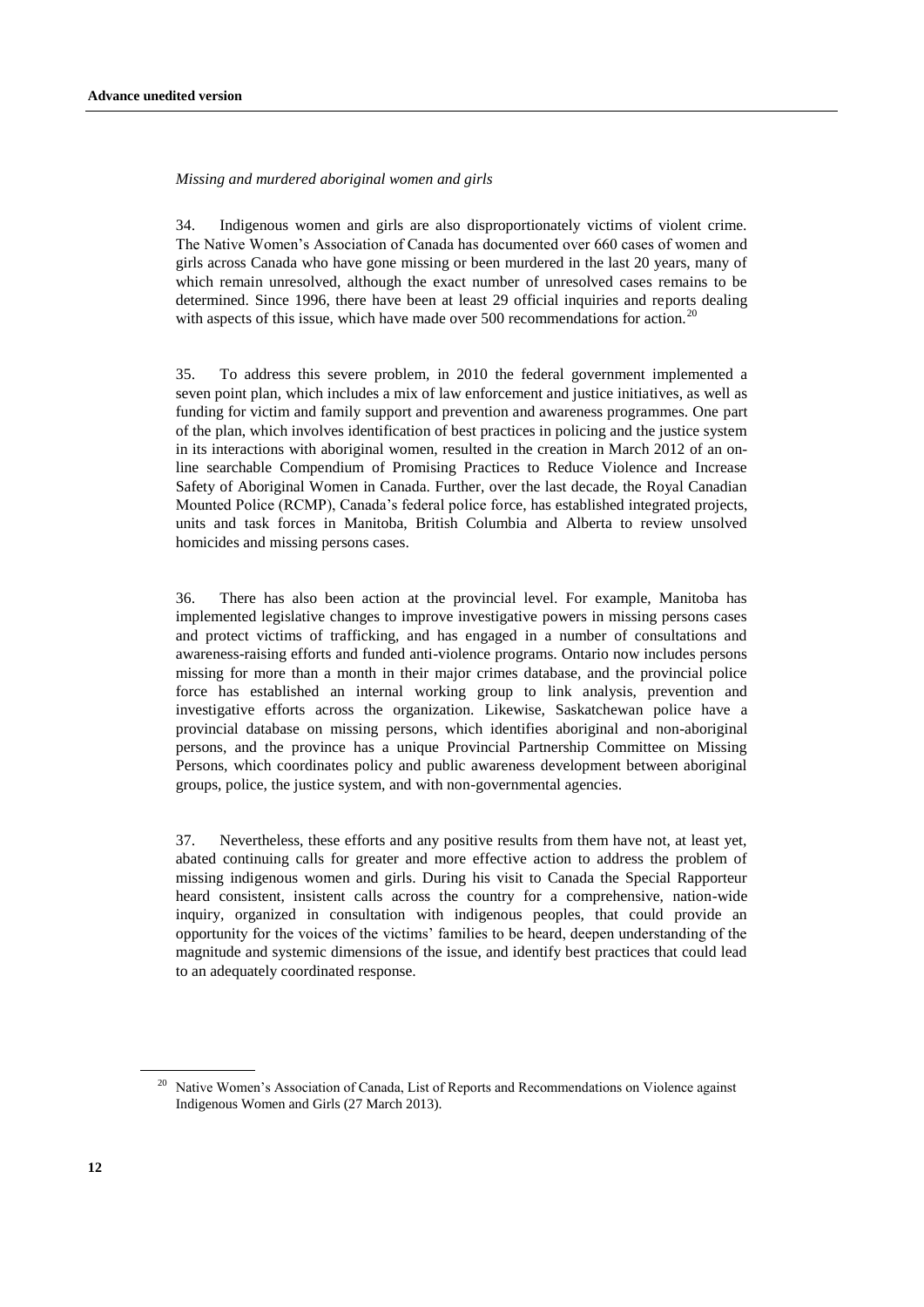*Missing and murdered aboriginal women and girls*

34. Indigenous women and girls are also disproportionately victims of violent crime. The Native Women's Association of Canada has documented over 660 cases of women and girls across Canada who have gone missing or been murdered in the last 20 years, many of which remain unresolved, although the exact number of unresolved cases remains to be determined. Since 1996, there have been at least 29 official inquiries and reports dealing with aspects of this issue, which have made over 500 recommendations for action.[20]

35. To address this severe problem, in 2010 the federal government implemented a seven point plan, which includes a mix of law enforcement and justice initiatives, as well as funding for victim and family support and prevention and awareness programmes. One part of the plan, which involves identification of best practices in policing and the justice system in its interactions with aboriginal women, resulted in the creation in March 2012 of an on-line searchable Compendium of Promising Practices to Reduce Violence and Increase Safety of Aboriginal Women in Canada. Further, over the last decade, the Royal Canadian Mounted Police (RCMP), Canada's federal police force, has established integrated projects, units and task forces in Manitoba, British Columbia and Alberta to review unsolved homicides and missing persons cases.

36. There has also been action at the provincial level. For example, Manitoba has implemented legislative changes to improve investigative powers in missing persons cases and protect victims of trafficking, and has engaged in a number of consultations and awareness-raising efforts and funded anti-violence programs. Ontario now includes persons missing for more than a month in their major crimes database, and the provincial police force has established an internal working group to link analysis, prevention and investigative efforts across the organization. Likewise, Saskatchewan police have a provincial database on missing persons, which identifies aboriginal and non-aboriginal persons, and the province has a unique Provincial Partnership Committee on Missing Persons, which coordinates policy and public awareness development between aboriginal groups, police, the justice system, and with non-governmental agencies.

37. Nevertheless, these efforts and any positive results from them have not, at least yet, abated continuing calls for greater and more effective action to address the problem of missing indigenous women and girls. During his visit to Canada the Special Rapporteur heard consistent, insistent calls across the country for a comprehensive, nation-wide inquiry, organized in consultation with indigenous peoples, that could provide an opportunity for the voices of the victims' families to be heard, deepen understanding of the magnitude and systemic dimensions of the issue, and identify best practices that could lead to an adequately coordinated response.

---

[20] Native Women's Association of Canada, List of Reports and Recommendations on Violence against Indigenous Women and Girls (27 March 2013).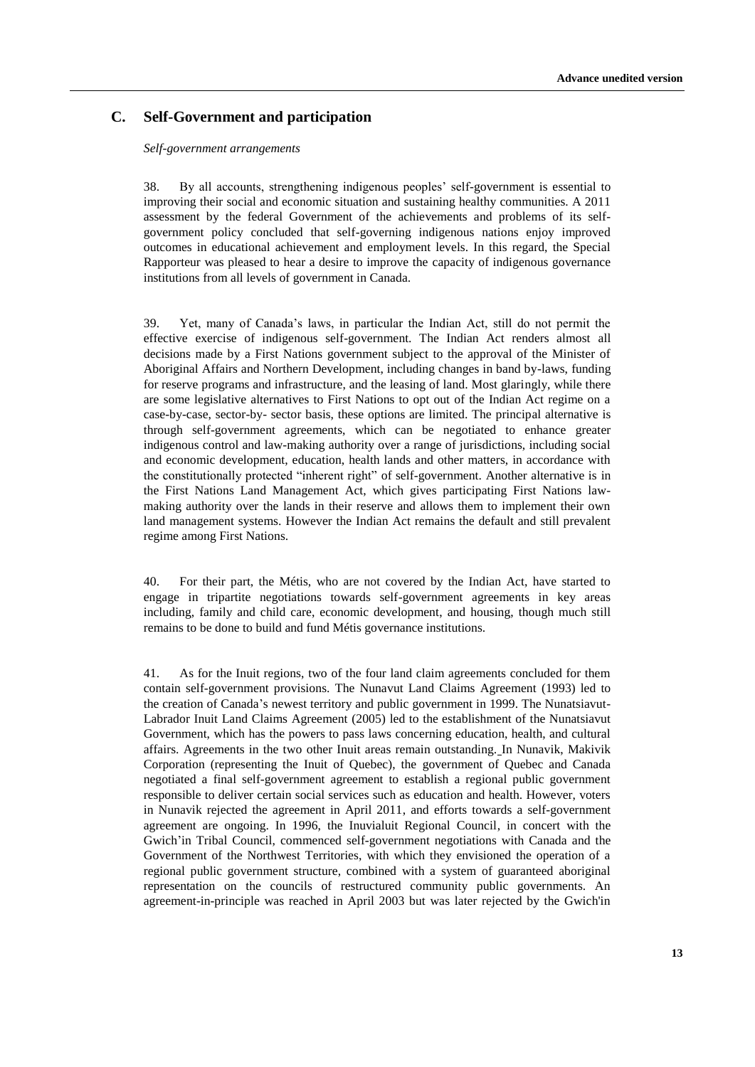## C. Self-Government and participation

*Self-government arrangements*

38. By all accounts, strengthening indigenous peoples' self-government is essential to improving their social and economic situation and sustaining healthy communities. A 2011 assessment by the federal Government of the achievements and problems of its self-government policy concluded that self-governing indigenous nations enjoy improved outcomes in educational achievement and employment levels. In this regard, the Special Rapporteur was pleased to hear a desire to improve the capacity of indigenous governance institutions from all levels of government in Canada.

39. Yet, many of Canada's laws, in particular the Indian Act, still do not permit the effective exercise of indigenous self-government. The Indian Act renders almost all decisions made by a First Nations government subject to the approval of the Minister of Aboriginal Affairs and Northern Development, including changes in band by-laws, funding for reserve programs and infrastructure, and the leasing of land. Most glaringly, while there are some legislative alternatives to First Nations to opt out of the Indian Act regime on a case-by-case, sector-by- sector basis, these options are limited. The principal alternative is through self-government agreements, which can be negotiated to enhance greater indigenous control and law-making authority over a range of jurisdictions, including social and economic development, education, health lands and other matters, in accordance with the constitutionally protected "inherent right" of self-government. Another alternative is in the First Nations Land Management Act, which gives participating First Nations law-making authority over the lands in their reserve and allows them to implement their own land management systems. However the Indian Act remains the default and still prevalent regime among First Nations.

40. For their part, the Métis, who are not covered by the Indian Act, have started to engage in tripartite negotiations towards self-government agreements in key areas including, family and child care, economic development, and housing, though much still remains to be done to build and fund Métis governance institutions.

41. As for the Inuit regions, two of the four land claim agreements concluded for them contain self-government provisions. The Nunavut Land Claims Agreement (1993) led to the creation of Canada's newest territory and public government in 1999. The Nunatsiavut-Labrador Inuit Land Claims Agreement (2005) led to the establishment of the Nunatsiavut Government, which has the powers to pass laws concerning education, health, and cultural affairs. Agreements in the two other Inuit areas remain outstanding. In Nunavik, Makivik Corporation (representing the Inuit of Quebec), the government of Quebec and Canada negotiated a final self-government agreement to establish a regional public government responsible to deliver certain social services such as education and health. However, voters in Nunavik rejected the agreement in April 2011, and efforts towards a self-government agreement are ongoing. In 1996, the Inuvialuit Regional Council, in concert with the Gwich'in Tribal Council, commenced self-government negotiations with Canada and the Government of the Northwest Territories, with which they envisioned the operation of a regional public government structure, combined with a system of guaranteed aboriginal representation on the councils of restructured community public governments. An agreement-in-principle was reached in April 2003 but was later rejected by the Gwich'in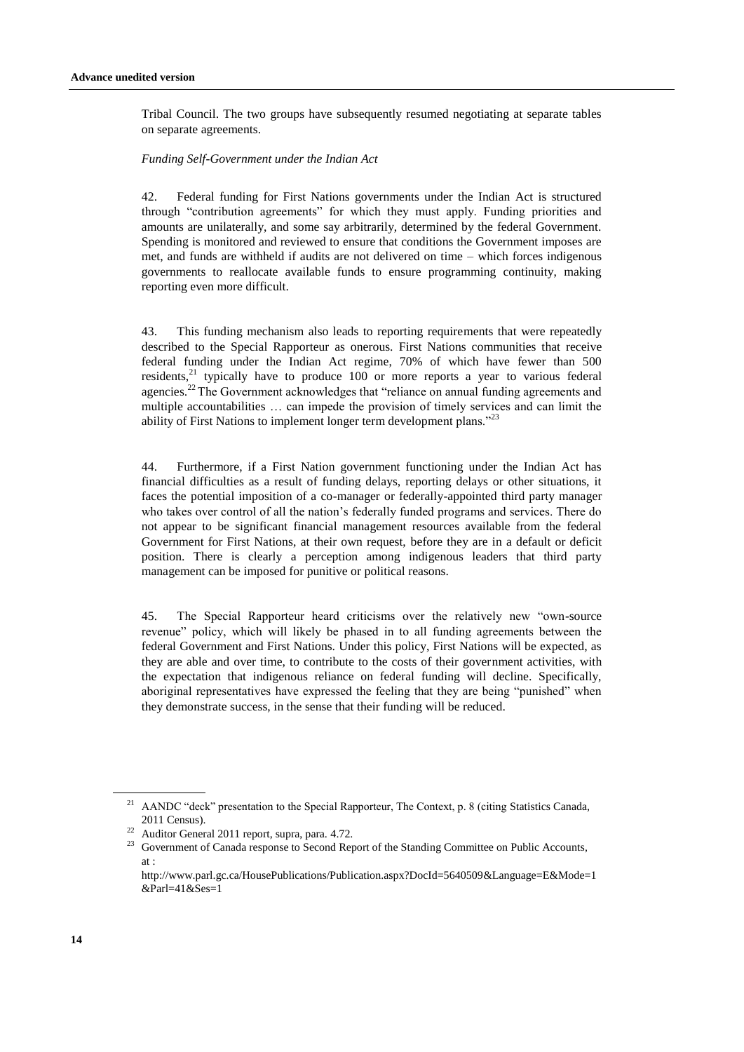Tribal Council. The two groups have subsequently resumed negotiating at separate tables on separate agreements.

*Funding Self-Government under the Indian Act*

42. Federal funding for First Nations governments under the Indian Act is structured through "contribution agreements" for which they must apply. Funding priorities and amounts are unilaterally, and some say arbitrarily, determined by the federal Government. Spending is monitored and reviewed to ensure that conditions the Government imposes are met, and funds are withheld if audits are not delivered on time – which forces indigenous governments to reallocate available funds to ensure programming continuity, making reporting even more difficult.

43. This funding mechanism also leads to reporting requirements that were repeatedly described to the Special Rapporteur as onerous. First Nations communities that receive federal funding under the Indian Act regime, 70% of which have fewer than 500 residents,[21] typically have to produce 100 or more reports a year to various federal agencies.[22] The Government acknowledges that "reliance on annual funding agreements and multiple accountabilities … can impede the provision of timely services and can limit the ability of First Nations to implement longer term development plans."[23]

44. Furthermore, if a First Nation government functioning under the Indian Act has financial difficulties as a result of funding delays, reporting delays or other situations, it faces the potential imposition of a co-manager or federally-appointed third party manager who takes over control of all the nation's federally funded programs and services. There do not appear to be significant financial management resources available from the federal Government for First Nations, at their own request, before they are in a default or deficit position. There is clearly a perception among indigenous leaders that third party management can be imposed for punitive or political reasons.

45. The Special Rapporteur heard criticisms over the relatively new "own-source revenue" policy, which will likely be phased in to all funding agreements between the federal Government and First Nations. Under this policy, First Nations will be expected, as they are able and over time, to contribute to the costs of their government activities, with the expectation that indigenous reliance on federal funding will decline. Specifically, aboriginal representatives have expressed the feeling that they are being "punished" when they demonstrate success, in the sense that their funding will be reduced.

---

[21] AANDC "deck" presentation to the Special Rapporteur, The Context, p. 8 (citing Statistics Canada, 2011 Census).

[22] Auditor General 2011 report, supra, para. 4.72.

[23] Government of Canada response to Second Report of the Standing Committee on Public Accounts, at : http://www.parl.gc.ca/HousePublications/Publication.aspx?DocId=5640509&Language=E&Mode=1&Parl=41&Ses=1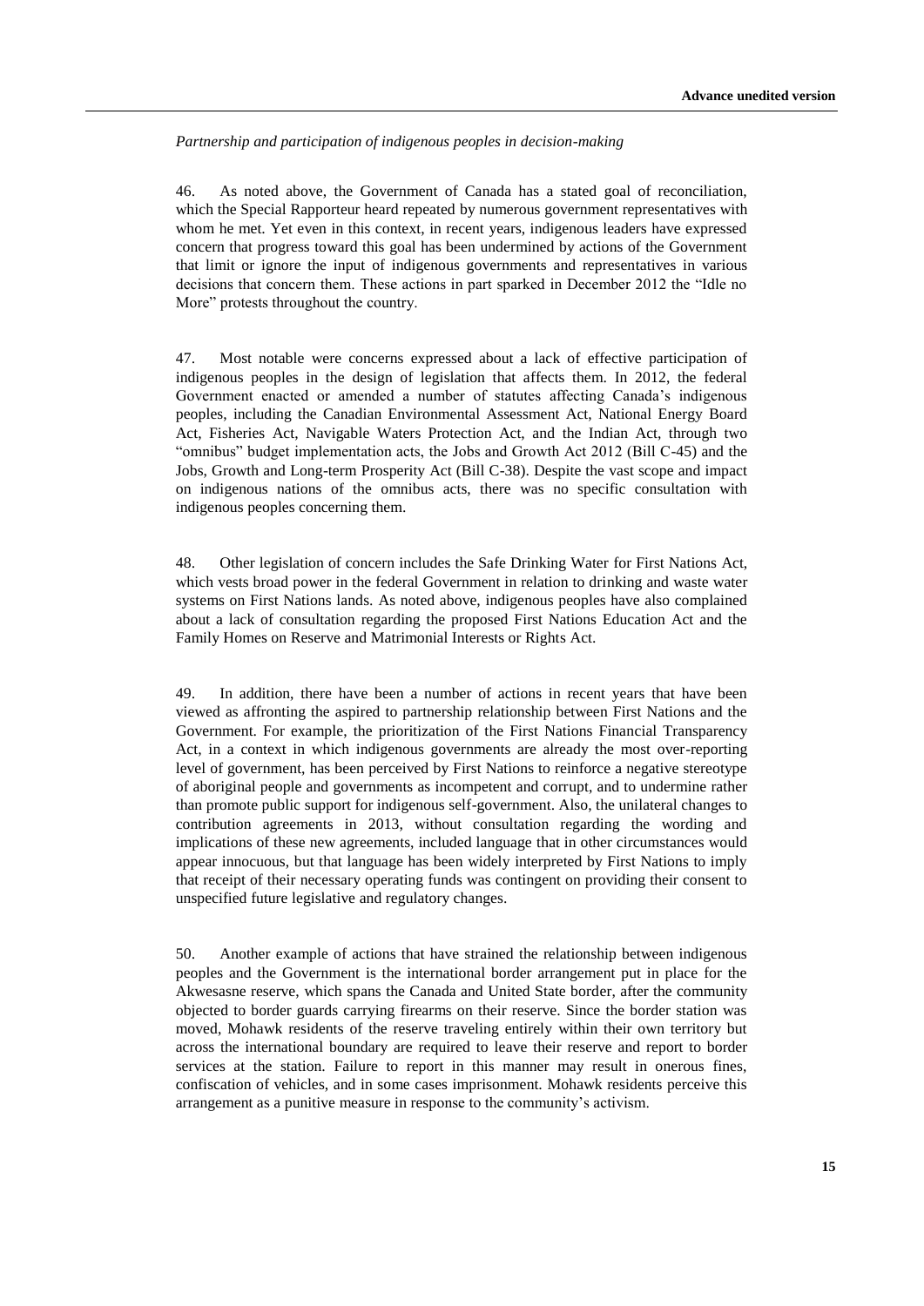*Partnership and participation of indigenous peoples in decision-making*

46. As noted above, the Government of Canada has a stated goal of reconciliation, which the Special Rapporteur heard repeated by numerous government representatives with whom he met. Yet even in this context, in recent years, indigenous leaders have expressed concern that progress toward this goal has been undermined by actions of the Government that limit or ignore the input of indigenous governments and representatives in various decisions that concern them. These actions in part sparked in December 2012 the "Idle no More" protests throughout the country.

47. Most notable were concerns expressed about a lack of effective participation of indigenous peoples in the design of legislation that affects them. In 2012, the federal Government enacted or amended a number of statutes affecting Canada's indigenous peoples, including the Canadian Environmental Assessment Act, National Energy Board Act, Fisheries Act, Navigable Waters Protection Act, and the Indian Act, through two "omnibus" budget implementation acts, the Jobs and Growth Act 2012 (Bill C-45) and the Jobs, Growth and Long-term Prosperity Act (Bill C-38). Despite the vast scope and impact on indigenous nations of the omnibus acts, there was no specific consultation with indigenous peoples concerning them.

48. Other legislation of concern includes the Safe Drinking Water for First Nations Act, which vests broad power in the federal Government in relation to drinking and waste water systems on First Nations lands. As noted above, indigenous peoples have also complained about a lack of consultation regarding the proposed First Nations Education Act and the Family Homes on Reserve and Matrimonial Interests or Rights Act.

49. In addition, there have been a number of actions in recent years that have been viewed as affronting the aspired to partnership relationship between First Nations and the Government. For example, the prioritization of the First Nations Financial Transparency Act, in a context in which indigenous governments are already the most over-reporting level of government, has been perceived by First Nations to reinforce a negative stereotype of aboriginal people and governments as incompetent and corrupt, and to undermine rather than promote public support for indigenous self-government. Also, the unilateral changes to contribution agreements in 2013, without consultation regarding the wording and implications of these new agreements, included language that in other circumstances would appear innocuous, but that language has been widely interpreted by First Nations to imply that receipt of their necessary operating funds was contingent on providing their consent to unspecified future legislative and regulatory changes.

50. Another example of actions that have strained the relationship between indigenous peoples and the Government is the international border arrangement put in place for the Akwesasne reserve, which spans the Canada and United State border, after the community objected to border guards carrying firearms on their reserve. Since the border station was moved, Mohawk residents of the reserve traveling entirely within their own territory but across the international boundary are required to leave their reserve and report to border services at the station. Failure to report in this manner may result in onerous fines, confiscation of vehicles, and in some cases imprisonment. Mohawk residents perceive this arrangement as a punitive measure in response to the community's activism.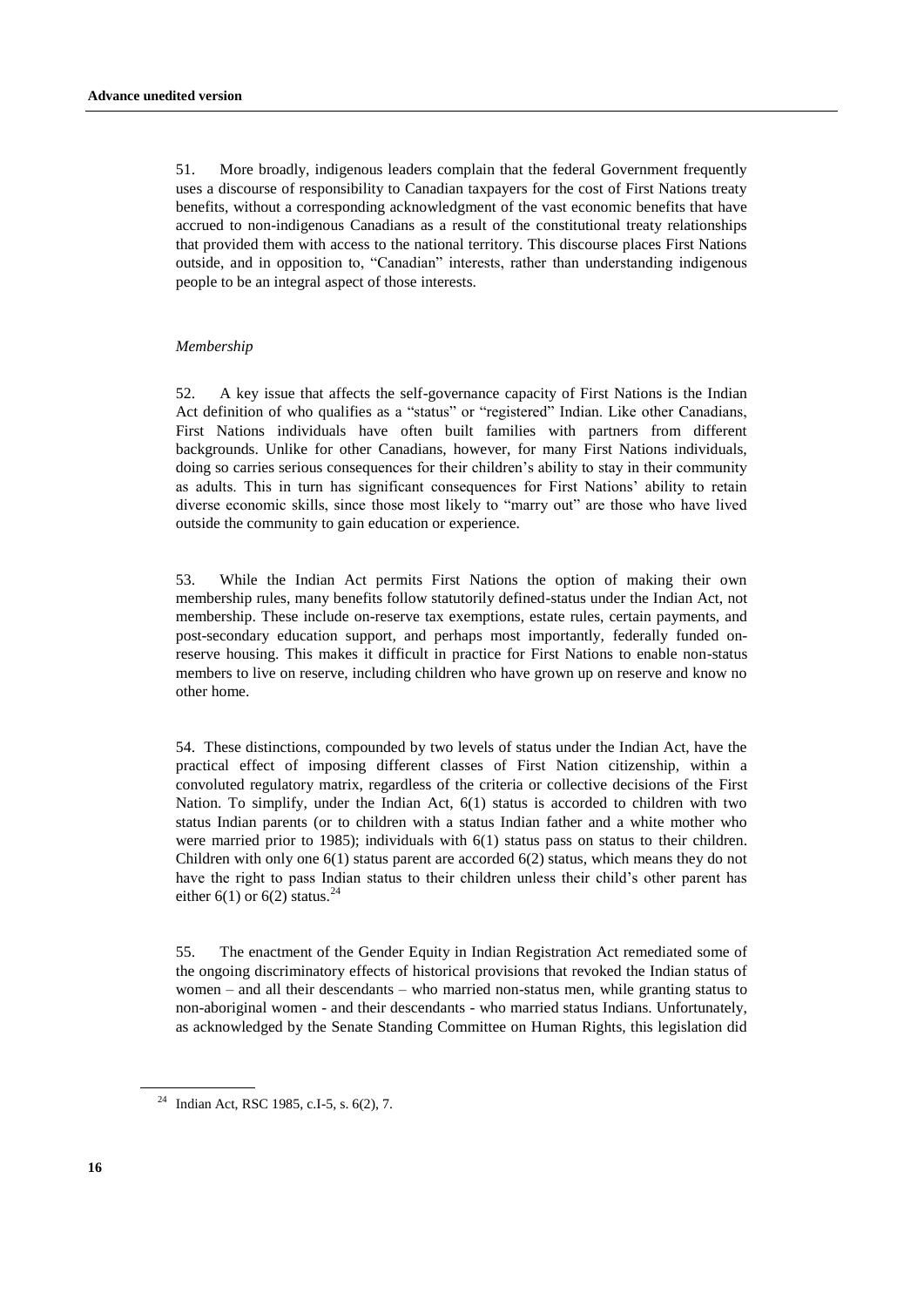51. More broadly, indigenous leaders complain that the federal Government frequently uses a discourse of responsibility to Canadian taxpayers for the cost of First Nations treaty benefits, without a corresponding acknowledgment of the vast economic benefits that have accrued to non-indigenous Canadians as a result of the constitutional treaty relationships that provided them with access to the national territory. This discourse places First Nations outside, and in opposition to, "Canadian" interests, rather than understanding indigenous people to be an integral aspect of those interests.

*Membership*

52. A key issue that affects the self-governance capacity of First Nations is the Indian Act definition of who qualifies as a "status" or "registered" Indian. Like other Canadians, First Nations individuals have often built families with partners from different backgrounds. Unlike for other Canadians, however, for many First Nations individuals, doing so carries serious consequences for their children's ability to stay in their community as adults. This in turn has significant consequences for First Nations' ability to retain diverse economic skills, since those most likely to "marry out" are those who have lived outside the community to gain education or experience.

53. While the Indian Act permits First Nations the option of making their own membership rules, many benefits follow statutorily defined-status under the Indian Act, not membership. These include on-reserve tax exemptions, estate rules, certain payments, and post-secondary education support, and perhaps most importantly, federally funded on-reserve housing. This makes it difficult in practice for First Nations to enable non-status members to live on reserve, including children who have grown up on reserve and know no other home.

54. These distinctions, compounded by two levels of status under the Indian Act, have the practical effect of imposing different classes of First Nation citizenship, within a convoluted regulatory matrix, regardless of the criteria or collective decisions of the First Nation. To simplify, under the Indian Act, 6(1) status is accorded to children with two status Indian parents (or to children with a status Indian father and a white mother who were married prior to 1985); individuals with 6(1) status pass on status to their children. Children with only one 6(1) status parent are accorded 6(2) status, which means they do not have the right to pass Indian status to their children unless their child's other parent has either 6(1) or 6(2) status.[24]

55. The enactment of the Gender Equity in Indian Registration Act remediated some of the ongoing discriminatory effects of historical provisions that revoked the Indian status of women – and all their descendants – who married non-status men, while granting status to non-aboriginal women - and their descendants - who married status Indians. Unfortunately, as acknowledged by the Senate Standing Committee on Human Rights, this legislation did

[24] Indian Act, RSC 1985, c.I-5, s. 6(2), 7.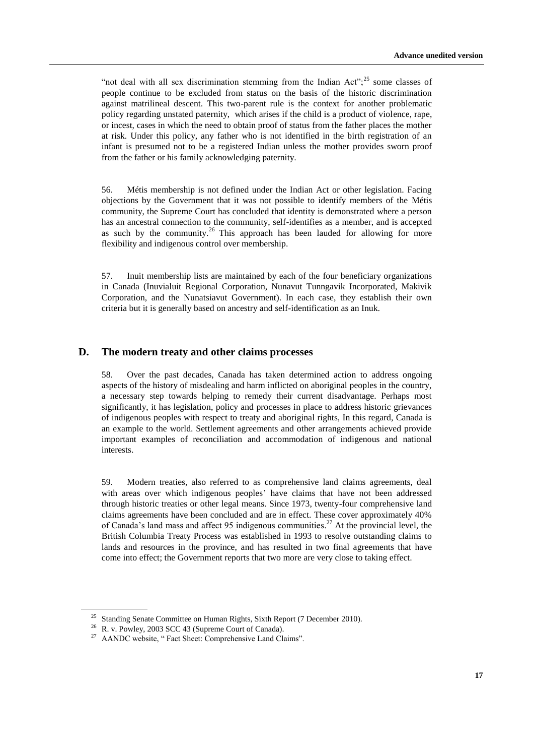"not deal with all sex discrimination stemming from the Indian Act";[25] some classes of people continue to be excluded from status on the basis of the historic discrimination against matrilineal descent. This two-parent rule is the context for another problematic policy regarding unstated paternity, which arises if the child is a product of violence, rape, or incest, cases in which the need to obtain proof of status from the father places the mother at risk. Under this policy, any father who is not identified in the birth registration of an infant is presumed not to be a registered Indian unless the mother provides sworn proof from the father or his family acknowledging paternity.

56. Métis membership is not defined under the Indian Act or other legislation. Facing objections by the Government that it was not possible to identify members of the Métis community, the Supreme Court has concluded that identity is demonstrated where a person has an ancestral connection to the community, self-identifies as a member, and is accepted as such by the community.[26] This approach has been lauded for allowing for more flexibility and indigenous control over membership.

57. Inuit membership lists are maintained by each of the four beneficiary organizations in Canada (Inuvialuit Regional Corporation, Nunavut Tunngavik Incorporated, Makivik Corporation, and the Nunatsiavut Government). In each case, they establish their own criteria but it is generally based on ancestry and self-identification as an Inuk.

## D. The modern treaty and other claims processes

58. Over the past decades, Canada has taken determined action to address ongoing aspects of the history of misdealing and harm inflicted on aboriginal peoples in the country, a necessary step towards helping to remedy their current disadvantage. Perhaps most significantly, it has legislation, policy and processes in place to address historic grievances of indigenous peoples with respect to treaty and aboriginal rights, In this regard, Canada is an example to the world. Settlement agreements and other arrangements achieved provide important examples of reconciliation and accommodation of indigenous and national interests.

59. Modern treaties, also referred to as comprehensive land claims agreements, deal with areas over which indigenous peoples' have claims that have not been addressed through historic treaties or other legal means. Since 1973, twenty-four comprehensive land claims agreements have been concluded and are in effect. These cover approximately 40% of Canada's land mass and affect 95 indigenous communities.[27] At the provincial level, the British Columbia Treaty Process was established in 1993 to resolve outstanding claims to lands and resources in the province, and has resulted in two final agreements that have come into effect; the Government reports that two more are very close to taking effect.

---

[25] Standing Senate Committee on Human Rights, Sixth Report (7 December 2010).

[26] R. v. Powley, 2003 SCC 43 (Supreme Court of Canada).

[27] AANDC website, " Fact Sheet: Comprehensive Land Claims".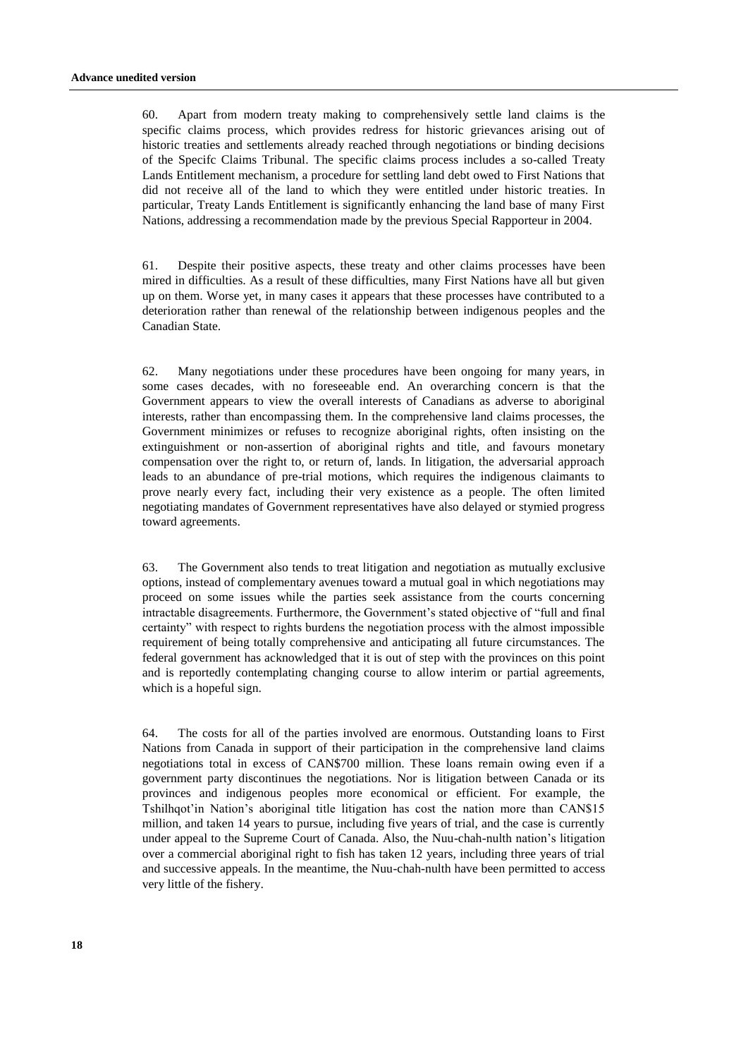60. Apart from modern treaty making to comprehensively settle land claims is the specific claims process, which provides redress for historic grievances arising out of historic treaties and settlements already reached through negotiations or binding decisions of the Specifc Claims Tribunal. The specific claims process includes a so-called Treaty Lands Entitlement mechanism, a procedure for settling land debt owed to First Nations that did not receive all of the land to which they were entitled under historic treaties. In particular, Treaty Lands Entitlement is significantly enhancing the land base of many First Nations, addressing a recommendation made by the previous Special Rapporteur in 2004.

61. Despite their positive aspects, these treaty and other claims processes have been mired in difficulties. As a result of these difficulties, many First Nations have all but given up on them. Worse yet, in many cases it appears that these processes have contributed to a deterioration rather than renewal of the relationship between indigenous peoples and the Canadian State.

62. Many negotiations under these procedures have been ongoing for many years, in some cases decades, with no foreseeable end. An overarching concern is that the Government appears to view the overall interests of Canadians as adverse to aboriginal interests, rather than encompassing them. In the comprehensive land claims processes, the Government minimizes or refuses to recognize aboriginal rights, often insisting on the extinguishment or non-assertion of aboriginal rights and title, and favours monetary compensation over the right to, or return of, lands. In litigation, the adversarial approach leads to an abundance of pre-trial motions, which requires the indigenous claimants to prove nearly every fact, including their very existence as a people. The often limited negotiating mandates of Government representatives have also delayed or stymied progress toward agreements.

63. The Government also tends to treat litigation and negotiation as mutually exclusive options, instead of complementary avenues toward a mutual goal in which negotiations may proceed on some issues while the parties seek assistance from the courts concerning intractable disagreements. Furthermore, the Government's stated objective of "full and final certainty" with respect to rights burdens the negotiation process with the almost impossible requirement of being totally comprehensive and anticipating all future circumstances. The federal government has acknowledged that it is out of step with the provinces on this point and is reportedly contemplating changing course to allow interim or partial agreements, which is a hopeful sign.

64. The costs for all of the parties involved are enormous. Outstanding loans to First Nations from Canada in support of their participation in the comprehensive land claims negotiations total in excess of CAN$700 million. These loans remain owing even if a government party discontinues the negotiations. Nor is litigation between Canada or its provinces and indigenous peoples more economical or efficient. For example, the Tshilhqot'in Nation's aboriginal title litigation has cost the nation more than CAN$15 million, and taken 14 years to pursue, including five years of trial, and the case is currently under appeal to the Supreme Court of Canada. Also, the Nuu-chah-nulth nation's litigation over a commercial aboriginal right to fish has taken 12 years, including three years of trial and successive appeals. In the meantime, the Nuu-chah-nulth have been permitted to access very little of the fishery.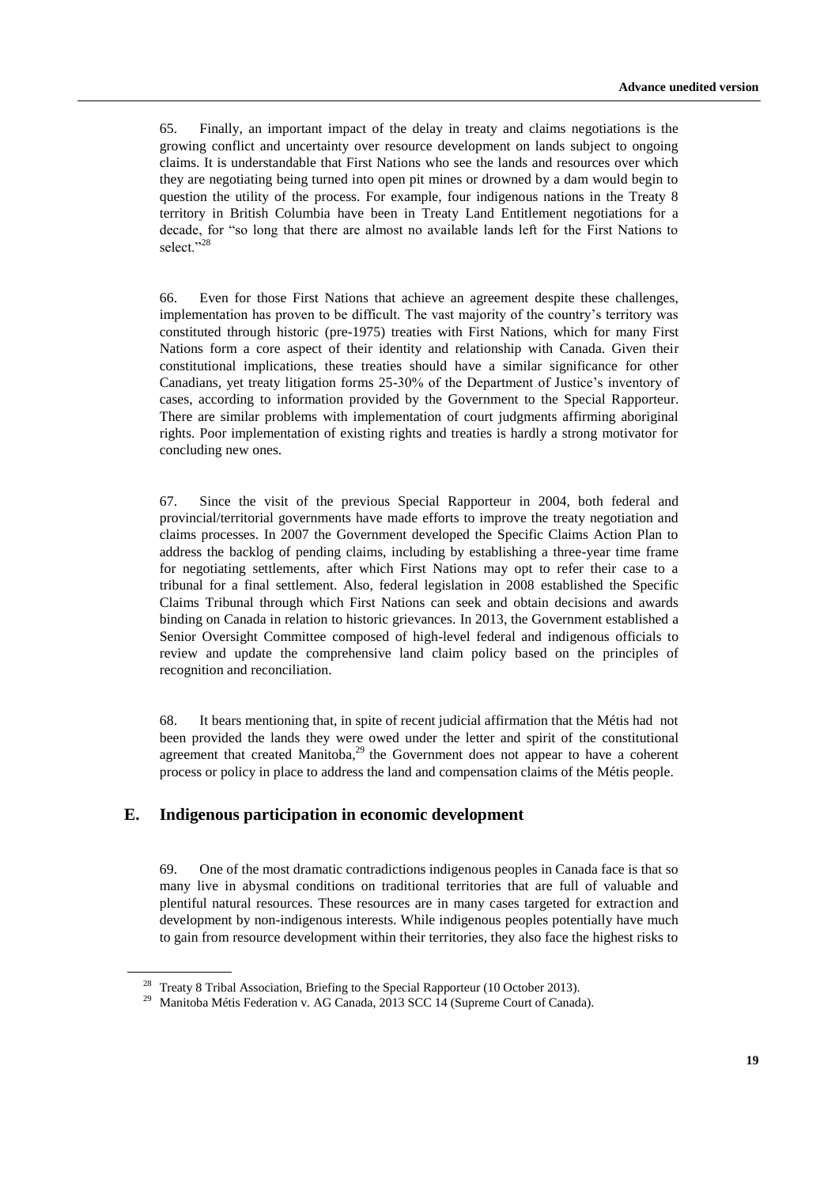65. Finally, an important impact of the delay in treaty and claims negotiations is the growing conflict and uncertainty over resource development on lands subject to ongoing claims. It is understandable that First Nations who see the lands and resources over which they are negotiating being turned into open pit mines or drowned by a dam would begin to question the utility of the process. For example, four indigenous nations in the Treaty 8 territory in British Columbia have been in Treaty Land Entitlement negotiations for a decade, for "so long that there are almost no available lands left for the First Nations to select."[28]

66. Even for those First Nations that achieve an agreement despite these challenges, implementation has proven to be difficult. The vast majority of the country's territory was constituted through historic (pre-1975) treaties with First Nations, which for many First Nations form a core aspect of their identity and relationship with Canada. Given their constitutional implications, these treaties should have a similar significance for other Canadians, yet treaty litigation forms 25-30% of the Department of Justice's inventory of cases, according to information provided by the Government to the Special Rapporteur. There are similar problems with implementation of court judgments affirming aboriginal rights. Poor implementation of existing rights and treaties is hardly a strong motivator for concluding new ones.

67. Since the visit of the previous Special Rapporteur in 2004, both federal and provincial/territorial governments have made efforts to improve the treaty negotiation and claims processes. In 2007 the Government developed the Specific Claims Action Plan to address the backlog of pending claims, including by establishing a three-year time frame for negotiating settlements, after which First Nations may opt to refer their case to a tribunal for a final settlement. Also, federal legislation in 2008 established the Specific Claims Tribunal through which First Nations can seek and obtain decisions and awards binding on Canada in relation to historic grievances. In 2013, the Government established a Senior Oversight Committee composed of high-level federal and indigenous officials to review and update the comprehensive land claim policy based on the principles of recognition and reconciliation.

68. It bears mentioning that, in spite of recent judicial affirmation that the Métis had not been provided the lands they were owed under the letter and spirit of the constitutional agreement that created Manitoba,[29] the Government does not appear to have a coherent process or policy in place to address the land and compensation claims of the Métis people.

## E. Indigenous participation in economic development

69. One of the most dramatic contradictions indigenous peoples in Canada face is that so many live in abysmal conditions on traditional territories that are full of valuable and plentiful natural resources. These resources are in many cases targeted for extraction and development by non-indigenous interests. While indigenous peoples potentially have much to gain from resource development within their territories, they also face the highest risks to

---

[28] Treaty 8 Tribal Association, Briefing to the Special Rapporteur (10 October 2013).

[29] Manitoba Métis Federation v. AG Canada, 2013 SCC 14 (Supreme Court of Canada).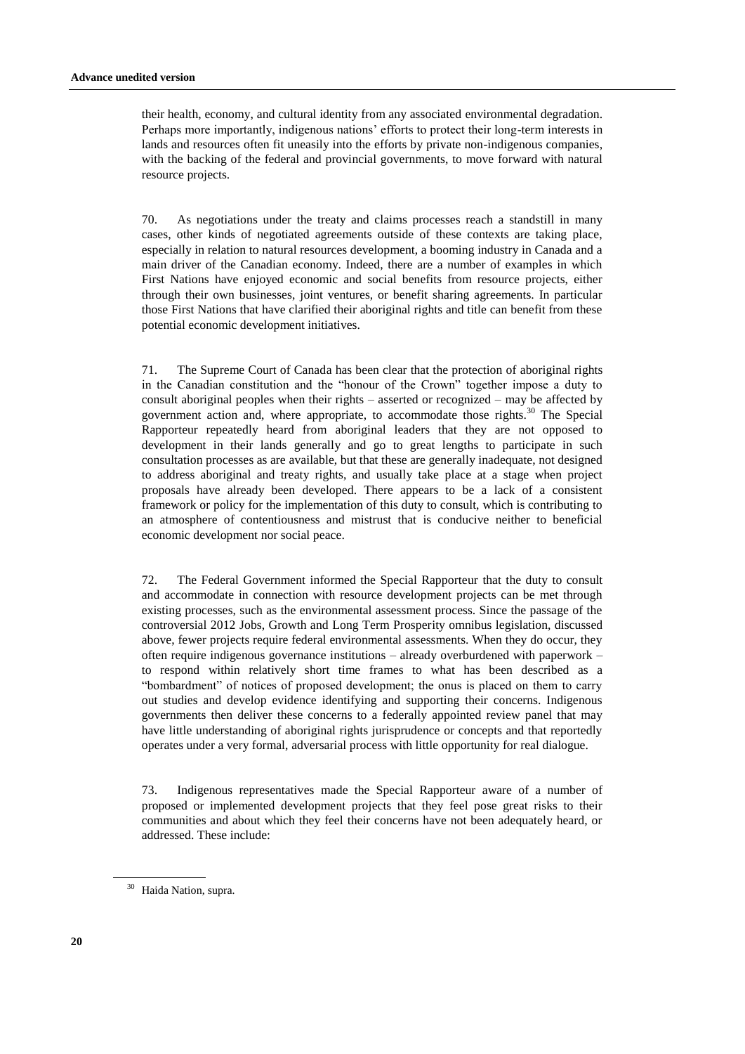their health, economy, and cultural identity from any associated environmental degradation. Perhaps more importantly, indigenous nations' efforts to protect their long-term interests in lands and resources often fit uneasily into the efforts by private non-indigenous companies, with the backing of the federal and provincial governments, to move forward with natural resource projects.

70. As negotiations under the treaty and claims processes reach a standstill in many cases, other kinds of negotiated agreements outside of these contexts are taking place, especially in relation to natural resources development, a booming industry in Canada and a main driver of the Canadian economy. Indeed, there are a number of examples in which First Nations have enjoyed economic and social benefits from resource projects, either through their own businesses, joint ventures, or benefit sharing agreements. In particular those First Nations that have clarified their aboriginal rights and title can benefit from these potential economic development initiatives.

71. The Supreme Court of Canada has been clear that the protection of aboriginal rights in the Canadian constitution and the "honour of the Crown" together impose a duty to consult aboriginal peoples when their rights – asserted or recognized – may be affected by government action and, where appropriate, to accommodate those rights.[30] The Special Rapporteur repeatedly heard from aboriginal leaders that they are not opposed to development in their lands generally and go to great lengths to participate in such consultation processes as are available, but that these are generally inadequate, not designed to address aboriginal and treaty rights, and usually take place at a stage when project proposals have already been developed. There appears to be a lack of a consistent framework or policy for the implementation of this duty to consult, which is contributing to an atmosphere of contentiousness and mistrust that is conducive neither to beneficial economic development nor social peace.

72. The Federal Government informed the Special Rapporteur that the duty to consult and accommodate in connection with resource development projects can be met through existing processes, such as the environmental assessment process. Since the passage of the controversial 2012 Jobs, Growth and Long Term Prosperity omnibus legislation, discussed above, fewer projects require federal environmental assessments. When they do occur, they often require indigenous governance institutions – already overburdened with paperwork – to respond within relatively short time frames to what has been described as a "bombardment" of notices of proposed development; the onus is placed on them to carry out studies and develop evidence identifying and supporting their concerns. Indigenous governments then deliver these concerns to a federally appointed review panel that may have little understanding of aboriginal rights jurisprudence or concepts and that reportedly operates under a very formal, adversarial process with little opportunity for real dialogue.

73. Indigenous representatives made the Special Rapporteur aware of a number of proposed or implemented development projects that they feel pose great risks to their communities and about which they feel their concerns have not been adequately heard, or addressed. These include:

[30] Haida Nation, supra.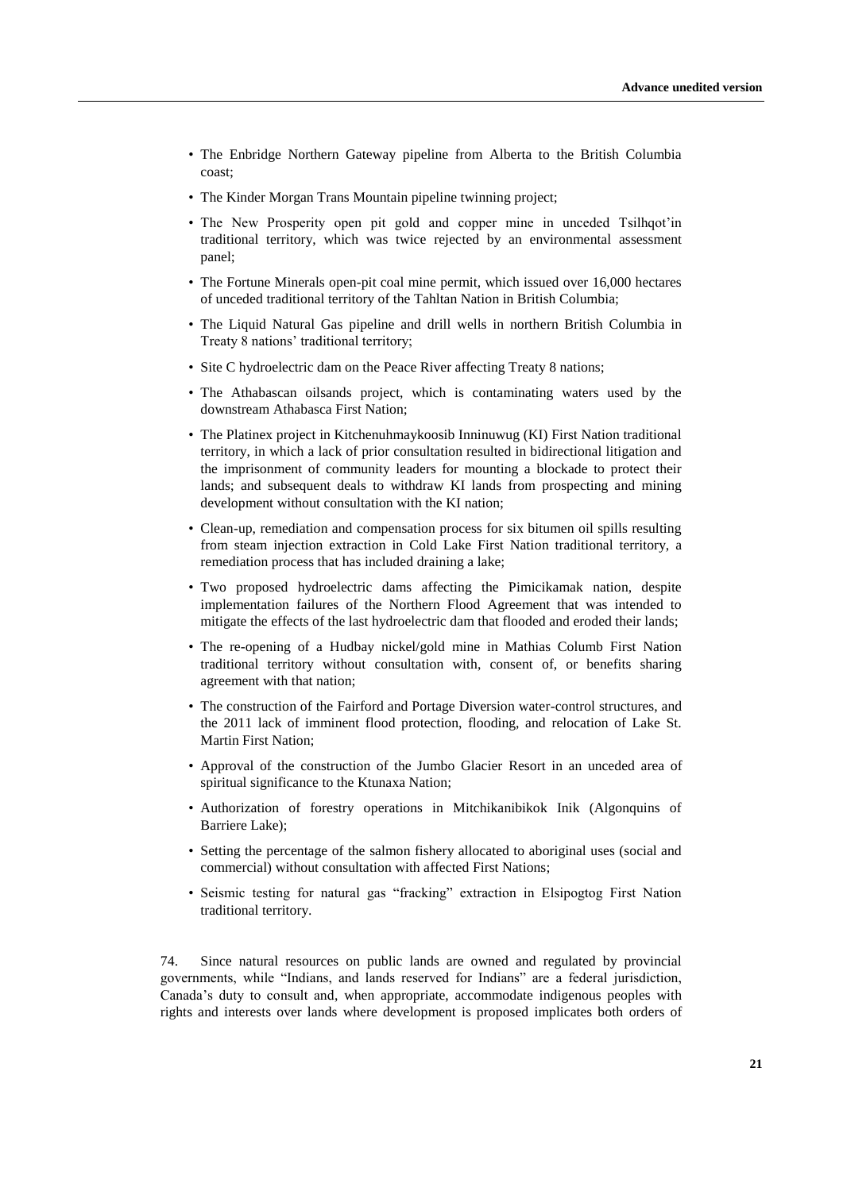- The Enbridge Northern Gateway pipeline from Alberta to the British Columbia coast;
- The Kinder Morgan Trans Mountain pipeline twinning project;
- The New Prosperity open pit gold and copper mine in unceded Tsilhqot'in traditional territory, which was twice rejected by an environmental assessment panel;
- The Fortune Minerals open-pit coal mine permit, which issued over 16,000 hectares of unceded traditional territory of the Tahltan Nation in British Columbia;
- The Liquid Natural Gas pipeline and drill wells in northern British Columbia in Treaty 8 nations' traditional territory;
- Site C hydroelectric dam on the Peace River affecting Treaty 8 nations;
- The Athabascan oilsands project, which is contaminating waters used by the downstream Athabasca First Nation;
- The Platinex project in Kitchenuhmaykoosib Inninuwug (KI) First Nation traditional territory, in which a lack of prior consultation resulted in bidirectional litigation and the imprisonment of community leaders for mounting a blockade to protect their lands; and subsequent deals to withdraw KI lands from prospecting and mining development without consultation with the KI nation;
- Clean-up, remediation and compensation process for six bitumen oil spills resulting from steam injection extraction in Cold Lake First Nation traditional territory, a remediation process that has included draining a lake;
- Two proposed hydroelectric dams affecting the Pimicikamak nation, despite implementation failures of the Northern Flood Agreement that was intended to mitigate the effects of the last hydroelectric dam that flooded and eroded their lands;
- The re-opening of a Hudbay nickel/gold mine in Mathias Columb First Nation traditional territory without consultation with, consent of, or benefits sharing agreement with that nation;
- The construction of the Fairford and Portage Diversion water-control structures, and the 2011 lack of imminent flood protection, flooding, and relocation of Lake St. Martin First Nation;
- Approval of the construction of the Jumbo Glacier Resort in an unceded area of spiritual significance to the Ktunaxa Nation;
- Authorization of forestry operations in Mitchikanibikok Inik (Algonquins of Barriere Lake);
- Setting the percentage of the salmon fishery allocated to aboriginal uses (social and commercial) without consultation with affected First Nations;
- Seismic testing for natural gas "fracking" extraction in Elsipogtog First Nation traditional territory.

74. Since natural resources on public lands are owned and regulated by provincial governments, while "Indians, and lands reserved for Indians" are a federal jurisdiction, Canada's duty to consult and, when appropriate, accommodate indigenous peoples with rights and interests over lands where development is proposed implicates both orders of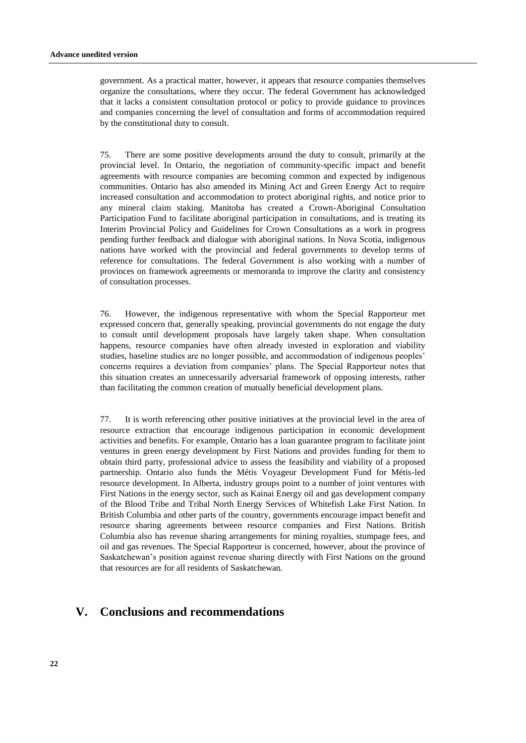government. As a practical matter, however, it appears that resource companies themselves organize the consultations, where they occur. The federal Government has acknowledged that it lacks a consistent consultation protocol or policy to provide guidance to provinces and companies concerning the level of consultation and forms of accommodation required by the constitutional duty to consult.

75. There are some positive developments around the duty to consult, primarily at the provincial level. In Ontario, the negotiation of community-specific impact and benefit agreements with resource companies are becoming common and expected by indigenous communities. Ontario has also amended its Mining Act and Green Energy Act to require increased consultation and accommodation to protect aboriginal rights, and notice prior to any mineral claim staking. Manitoba has created a Crown-Aboriginal Consultation Participation Fund to facilitate aboriginal participation in consultations, and is treating its Interim Provincial Policy and Guidelines for Crown Consultations as a work in progress pending further feedback and dialogue with aboriginal nations. In Nova Scotia, indigenous nations have worked with the provincial and federal governments to develop terms of reference for consultations. The federal Government is also working with a number of provinces on framework agreements or memoranda to improve the clarity and consistency of consultation processes.

76. However, the indigenous representative with whom the Special Rapporteur met expressed concern that, generally speaking, provincial governments do not engage the duty to consult until development proposals have largely taken shape. When consultation happens, resource companies have often already invested in exploration and viability studies, baseline studies are no longer possible, and accommodation of indigenous peoples' concerns requires a deviation from companies' plans. The Special Rapporteur notes that this situation creates an unnecessarily adversarial framework of opposing interests, rather than facilitating the common creation of mutually beneficial development plans.

77. It is worth referencing other positive initiatives at the provincial level in the area of resource extraction that encourage indigenous participation in economic development activities and benefits. For example, Ontario has a loan guarantee program to facilitate joint ventures in green energy development by First Nations and provides funding for them to obtain third party, professional advice to assess the feasibility and viability of a proposed partnership. Ontario also funds the Métis Voyageur Development Fund for Métis-led resource development. In Alberta, industry groups point to a number of joint ventures with First Nations in the energy sector, such as Kainai Energy oil and gas development company of the Blood Tribe and Tribal North Energy Services of Whitefish Lake First Nation. In British Columbia and other parts of the country, governments encourage impact benefit and resource sharing agreements between resource companies and First Nations. British Columbia also has revenue sharing arrangements for mining royalties, stumpage fees, and oil and gas revenues. The Special Rapporteur is concerned, however, about the province of Saskatchewan's position against revenue sharing directly with First Nations on the ground that resources are for all residents of Saskatchewan.

## V. Conclusions and recommendations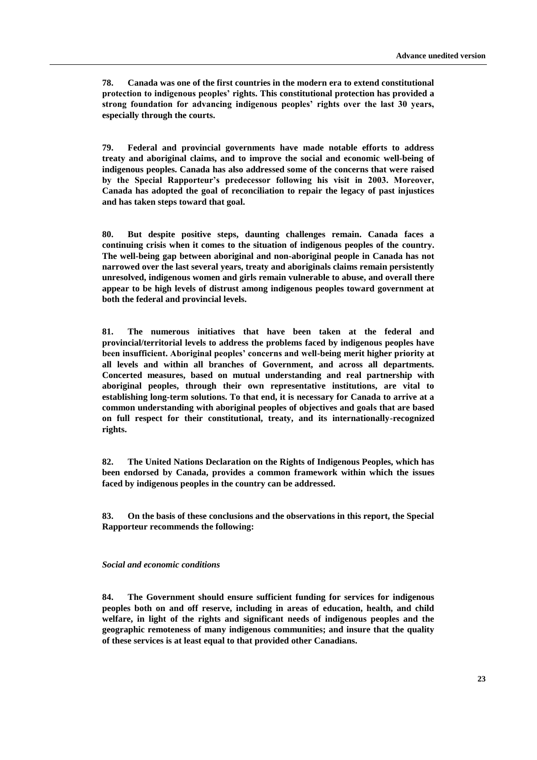**78. Canada was one of the first countries in the modern era to extend constitutional protection to indigenous peoples' rights. This constitutional protection has provided a strong foundation for advancing indigenous peoples' rights over the last 30 years, especially through the courts.**

**79. Federal and provincial governments have made notable efforts to address treaty and aboriginal claims, and to improve the social and economic well-being of indigenous peoples. Canada has also addressed some of the concerns that were raised by the Special Rapporteur's predecessor following his visit in 2003. Moreover, Canada has adopted the goal of reconciliation to repair the legacy of past injustices and has taken steps toward that goal.**

**80. But despite positive steps, daunting challenges remain. Canada faces a continuing crisis when it comes to the situation of indigenous peoples of the country. The well-being gap between aboriginal and non-aboriginal people in Canada has not narrowed over the last several years, treaty and aboriginals claims remain persistently unresolved, indigenous women and girls remain vulnerable to abuse, and overall there appear to be high levels of distrust among indigenous peoples toward government at both the federal and provincial levels.**

**81. The numerous initiatives that have been taken at the federal and provincial/territorial levels to address the problems faced by indigenous peoples have been insufficient. Aboriginal peoples' concerns and well-being merit higher priority at all levels and within all branches of Government, and across all departments. Concerted measures, based on mutual understanding and real partnership with aboriginal peoples, through their own representative institutions, are vital to establishing long-term solutions. To that end, it is necessary for Canada to arrive at a common understanding with aboriginal peoples of objectives and goals that are based on full respect for their constitutional, treaty, and its internationally-recognized rights.**

**82. The United Nations Declaration on the Rights of Indigenous Peoples, which has been endorsed by Canada, provides a common framework within which the issues faced by indigenous peoples in the country can be addressed.**

**83. On the basis of these conclusions and the observations in this report, the Special Rapporteur recommends the following:**

***Social and economic conditions***

**84. The Government should ensure sufficient funding for services for indigenous peoples both on and off reserve, including in areas of education, health, and child welfare, in light of the rights and significant needs of indigenous peoples and the geographic remoteness of many indigenous communities; and insure that the quality of these services is at least equal to that provided other Canadians.**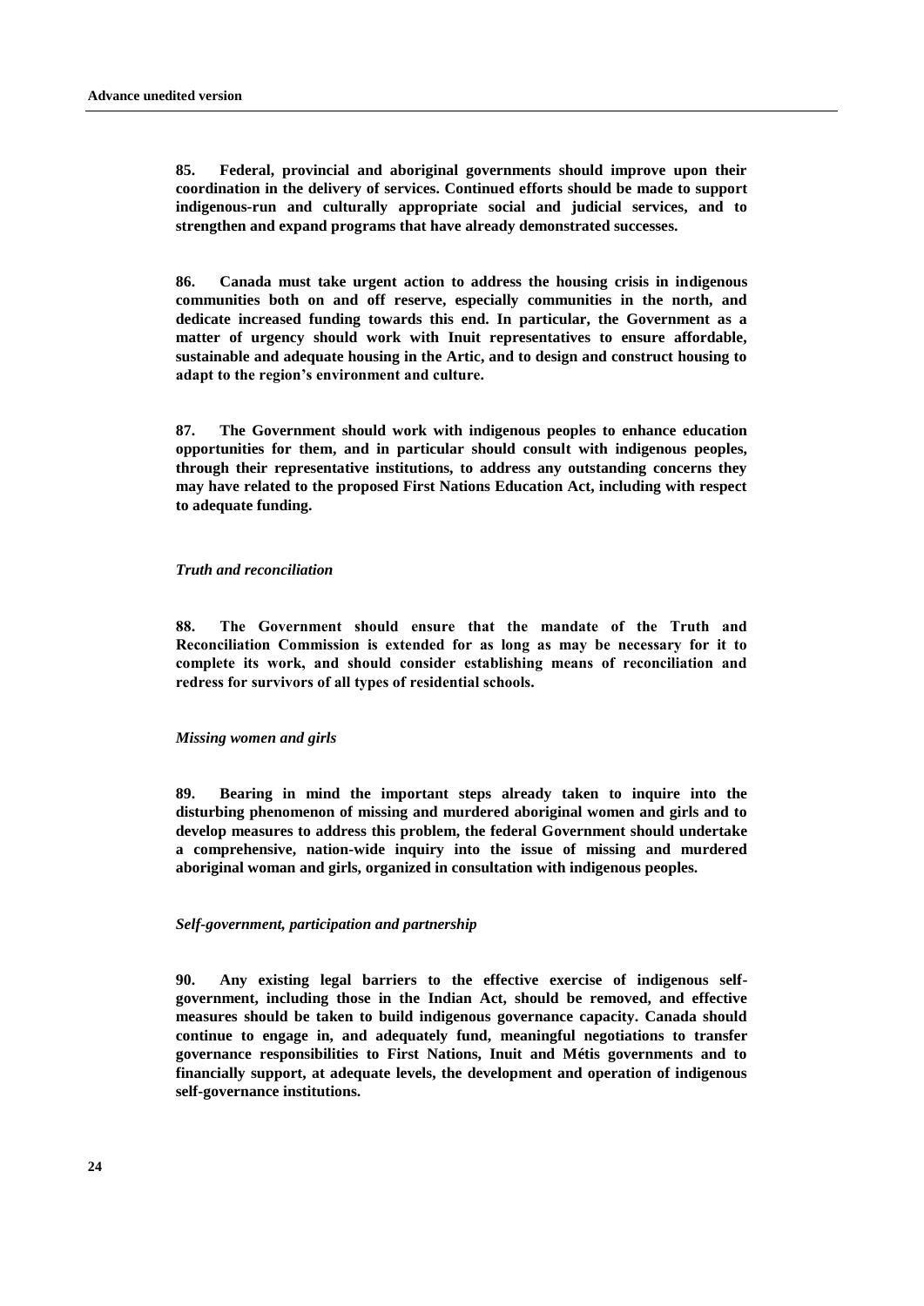**85. Federal, provincial and aboriginal governments should improve upon their coordination in the delivery of services. Continued efforts should be made to support indigenous-run and culturally appropriate social and judicial services, and to strengthen and expand programs that have already demonstrated successes.**

**86. Canada must take urgent action to address the housing crisis in indigenous communities both on and off reserve, especially communities in the north, and dedicate increased funding towards this end. In particular, the Government as a matter of urgency should work with Inuit representatives to ensure affordable, sustainable and adequate housing in the Artic, and to design and construct housing to adapt to the region's environment and culture.**

**87. The Government should work with indigenous peoples to enhance education opportunities for them, and in particular should consult with indigenous peoples, through their representative institutions, to address any outstanding concerns they may have related to the proposed First Nations Education Act, including with respect to adequate funding.**

***Truth and reconciliation***

**88. The Government should ensure that the mandate of the Truth and Reconciliation Commission is extended for as long as may be necessary for it to complete its work, and should consider establishing means of reconciliation and redress for survivors of all types of residential schools.**

***Missing women and girls***

**89. Bearing in mind the important steps already taken to inquire into the disturbing phenomenon of missing and murdered aboriginal women and girls and to develop measures to address this problem, the federal Government should undertake a comprehensive, nation-wide inquiry into the issue of missing and murdered aboriginal woman and girls, organized in consultation with indigenous peoples.**

***Self-government, participation and partnership***

**90. Any existing legal barriers to the effective exercise of indigenous self-government, including those in the Indian Act, should be removed, and effective measures should be taken to build indigenous governance capacity. Canada should continue to engage in, and adequately fund, meaningful negotiations to transfer governance responsibilities to First Nations, Inuit and Métis governments and to financially support, at adequate levels, the development and operation of indigenous self-governance institutions.**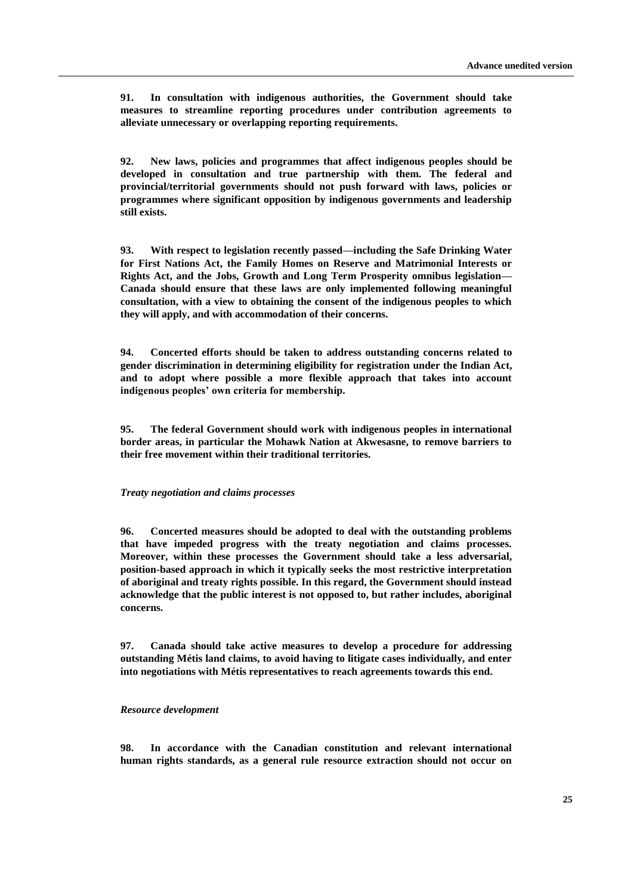**91. In consultation with indigenous authorities, the Government should take measures to streamline reporting procedures under contribution agreements to alleviate unnecessary or overlapping reporting requirements.**

**92. New laws, policies and programmes that affect indigenous peoples should be developed in consultation and true partnership with them. The federal and provincial/territorial governments should not push forward with laws, policies or programmes where significant opposition by indigenous governments and leadership still exists.**

**93. With respect to legislation recently passed—including the Safe Drinking Water for First Nations Act, the Family Homes on Reserve and Matrimonial Interests or Rights Act, and the Jobs, Growth and Long Term Prosperity omnibus legislation—Canada should ensure that these laws are only implemented following meaningful consultation, with a view to obtaining the consent of the indigenous peoples to which they will apply, and with accommodation of their concerns.**

**94. Concerted efforts should be taken to address outstanding concerns related to gender discrimination in determining eligibility for registration under the Indian Act, and to adopt where possible a more flexible approach that takes into account indigenous peoples' own criteria for membership.**

**95. The federal Government should work with indigenous peoples in international border areas, in particular the Mohawk Nation at Akwesasne, to remove barriers to their free movement within their traditional territories.**

***Treaty negotiation and claims processes***

**96. Concerted measures should be adopted to deal with the outstanding problems that have impeded progress with the treaty negotiation and claims processes. Moreover, within these processes the Government should take a less adversarial, position-based approach in which it typically seeks the most restrictive interpretation of aboriginal and treaty rights possible. In this regard, the Government should instead acknowledge that the public interest is not opposed to, but rather includes, aboriginal concerns.**

**97. Canada should take active measures to develop a procedure for addressing outstanding Métis land claims, to avoid having to litigate cases individually, and enter into negotiations with Métis representatives to reach agreements towards this end.**

***Resource development***

**98. In accordance with the Canadian constitution and relevant international human rights standards, as a general rule resource extraction should not occur on**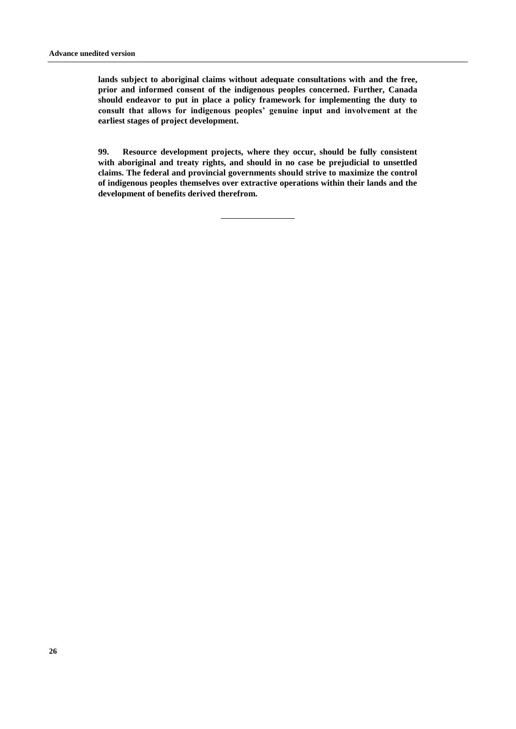**lands subject to aboriginal claims without adequate consultations with and the free, prior and informed consent of the indigenous peoples concerned. Further, Canada should endeavor to put in place a policy framework for implementing the duty to consult that allows for indigenous peoples' genuine input and involvement at the earliest stages of project development.**

**99. Resource development projects, where they occur, should be fully consistent with aboriginal and treaty rights, and should in no case be prejudicial to unsettled claims. The federal and provincial governments should strive to maximize the control of indigenous peoples themselves over extractive operations within their lands and the development of benefits derived therefrom.**